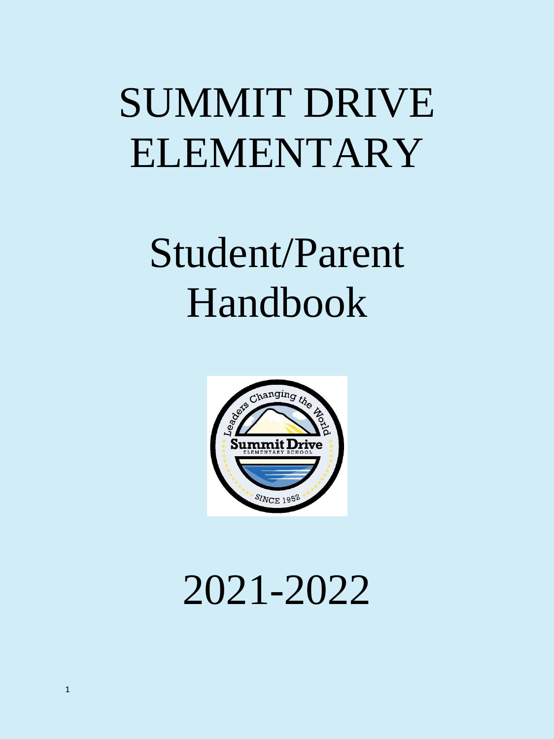# SUMMIT DRIVE ELEMENTARY

# Student/Parent Handbook

# 2021-2022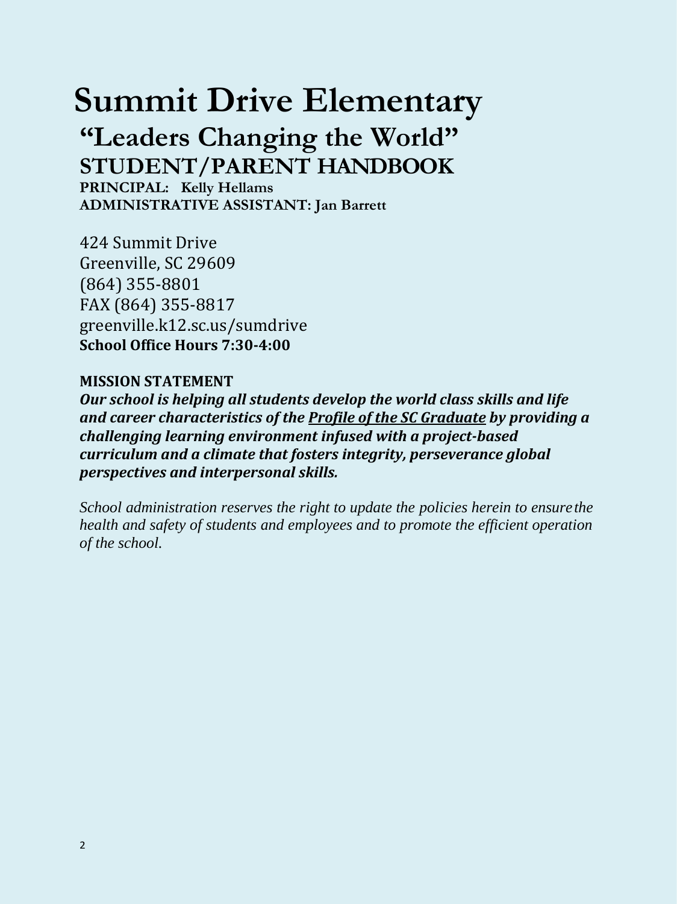# Summit Drive Elementary

## "Leaders Changing the World"

## STUDENT/PARENT HANDBOOK

**PRINCIPAL: Kelly Hellams**
**ADMINISTRATIVE ASSISTANT: Jan Barrett**

424 Summit Drive
Greenville, SC 29609
(864) 355-8801
FAX (864) 355-8817
greenville.k12.sc.us/sumdrive
**School Office Hours 7:30-4:00**

**MISSION STATEMENT**

***Our school is helping all students develop the world class skills and life and career characteristics of the Profile of the SC Graduate by providing a challenging learning environment infused with a project-based curriculum and a climate that fosters integrity, perseverance global perspectives and interpersonal skills.***

*School administration reserves the right to update the policies herein to ensure the health and safety of students and employees and to promote the efficient operation of the school.*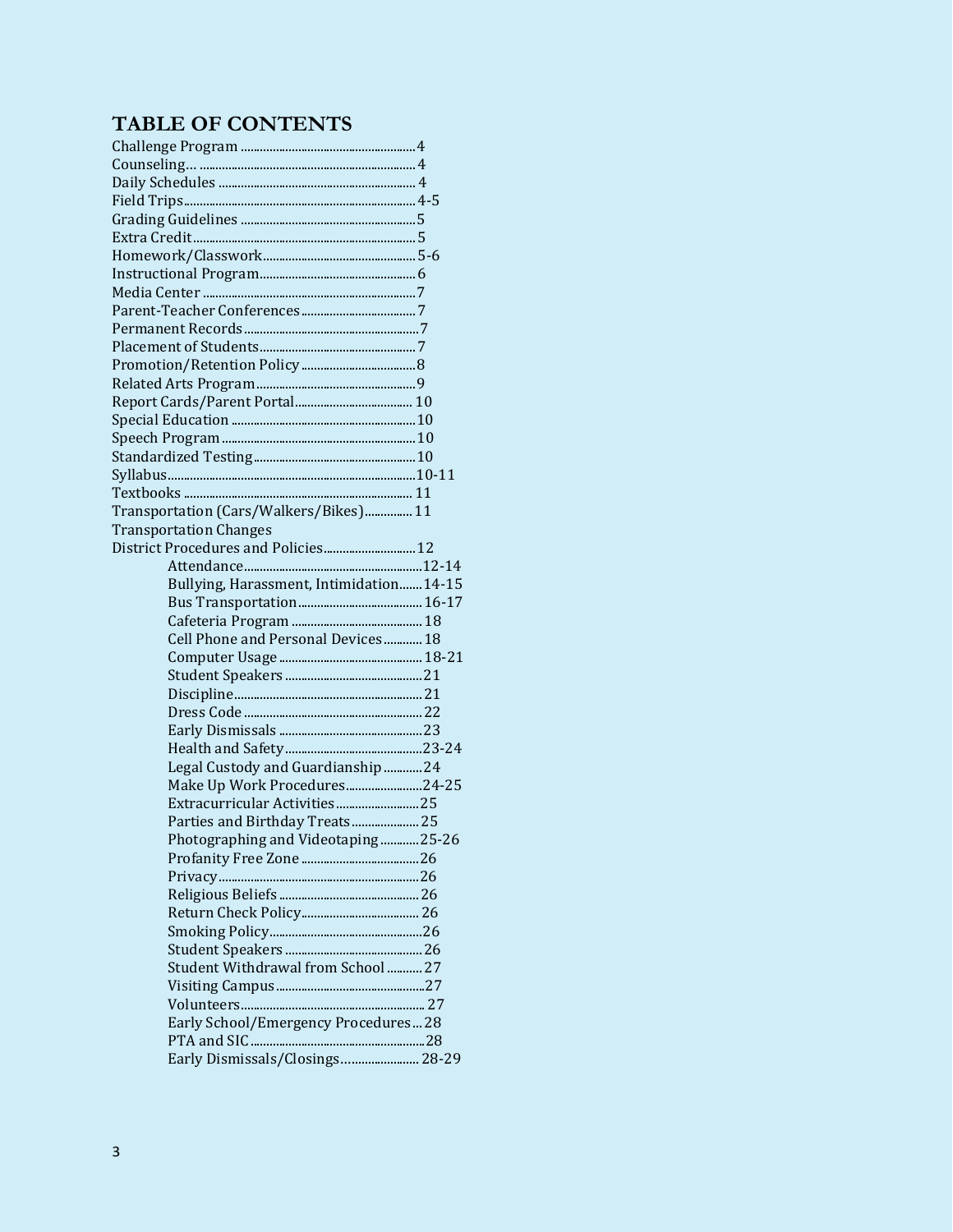# TABLE OF CONTENTS

- Challenge Program .......... 4
- Counseling... .......... 4
- Daily Schedules .......... 4
- Field Trips .......... 4-5
- Grading Guidelines .......... 5
- Extra Credit .......... 5
- Homework/Classwork .......... 5-6
- Instructional Program .......... 6
- Media Center .......... 7
- Parent-Teacher Conferences .......... 7
- Permanent Records .......... 7
- Placement of Students .......... 7
- Promotion/Retention Policy .......... 8
- Related Arts Program .......... 9
- Report Cards/Parent Portal .......... 10
- Special Education .......... 10
- Speech Program .......... 10
- Standardized Testing .......... 10
- Syllabus .......... 10-11
- Textbooks .......... 11
- Transportation (Cars/Walkers/Bikes) .......... 11
- Transportation Changes
- District Procedures and Policies .......... 12
  - Attendance .......... 12-14
  - Bullying, Harassment, Intimidation .......... 14-15
  - Bus Transportation .......... 16-17
  - Cafeteria Program .......... 18
  - Cell Phone and Personal Devices .......... 18
  - Computer Usage .......... 18-21
  - Student Speakers .......... 21
  - Discipline .......... 21
  - Dress Code .......... 22
  - Early Dismissals .......... 23
  - Health and Safety .......... 23-24
  - Legal Custody and Guardianship .......... 24
  - Make Up Work Procedures .......... 24-25
  - Extracurricular Activities .......... 25
  - Parties and Birthday Treats .......... 25
  - Photographing and Videotaping .......... 25-26
  - Profanity Free Zone .......... 26
  - Privacy .......... 26
  - Religious Beliefs .......... 26
  - Return Check Policy .......... 26
  - Smoking Policy .......... 26
  - Student Speakers .......... 26
  - Student Withdrawal from School .......... 27
  - Visiting Campus .......... 27
  - Volunteers .......... 27
  - Early School/Emergency Procedures .......... 28
  - PTA and SIC .......... 28
  - Early Dismissals/Closings .......... 28-29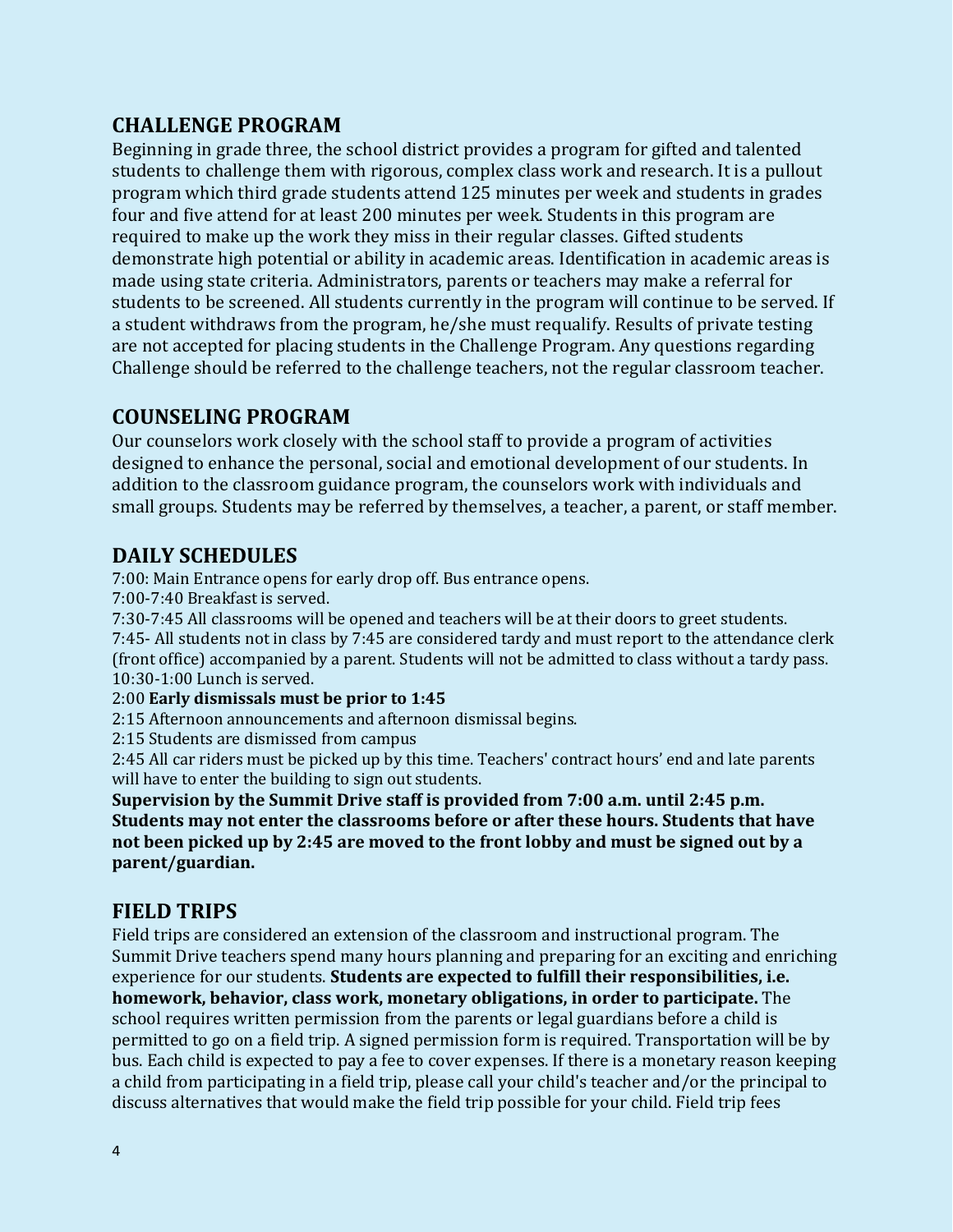## CHALLENGE PROGRAM

Beginning in grade three, the school district provides a program for gifted and talented students to challenge them with rigorous, complex class work and research. It is a pullout program which third grade students attend 125 minutes per week and students in grades four and five attend for at least 200 minutes per week. Students in this program are required to make up the work they miss in their regular classes. Gifted students demonstrate high potential or ability in academic areas. Identification in academic areas is made using state criteria. Administrators, parents or teachers may make a referral for students to be screened. All students currently in the program will continue to be served. If a student withdraws from the program, he/she must requalify. Results of private testing are not accepted for placing students in the Challenge Program. Any questions regarding Challenge should be referred to the challenge teachers, not the regular classroom teacher.

## COUNSELING PROGRAM

Our counselors work closely with the school staff to provide a program of activities designed to enhance the personal, social and emotional development of our students. In addition to the classroom guidance program, the counselors work with individuals and small groups. Students may be referred by themselves, a teacher, a parent, or staff member.

## DAILY SCHEDULES

7:00: Main Entrance opens for early drop off. Bus entrance opens.
7:00-7:40 Breakfast is served.
7:30-7:45 All classrooms will be opened and teachers will be at their doors to greet students.
7:45- All students not in class by 7:45 are considered tardy and must report to the attendance clerk (front office) accompanied by a parent. Students will not be admitted to class without a tardy pass.
10:30-1:00 Lunch is served.
2:00 **Early dismissals must be prior to 1:45**
2:15 Afternoon announcements and afternoon dismissal begins.
2:15 Students are dismissed from campus
2:45 All car riders must be picked up by this time. Teachers' contract hours' end and late parents will have to enter the building to sign out students.

**Supervision by the Summit Drive staff is provided from 7:00 a.m. until 2:45 p.m. Students may not enter the classrooms before or after these hours. Students that have not been picked up by 2:45 are moved to the front lobby and must be signed out by a parent/guardian.**

## FIELD TRIPS

Field trips are considered an extension of the classroom and instructional program. The Summit Drive teachers spend many hours planning and preparing for an exciting and enriching experience for our students. **Students are expected to fulfill their responsibilities, i.e. homework, behavior, class work, monetary obligations, in order to participate.** The school requires written permission from the parents or legal guardians before a child is permitted to go on a field trip. A signed permission form is required. Transportation will be by bus. Each child is expected to pay a fee to cover expenses. If there is a monetary reason keeping a child from participating in a field trip, please call your child's teacher and/or the principal to discuss alternatives that would make the field trip possible for your child. Field trip fees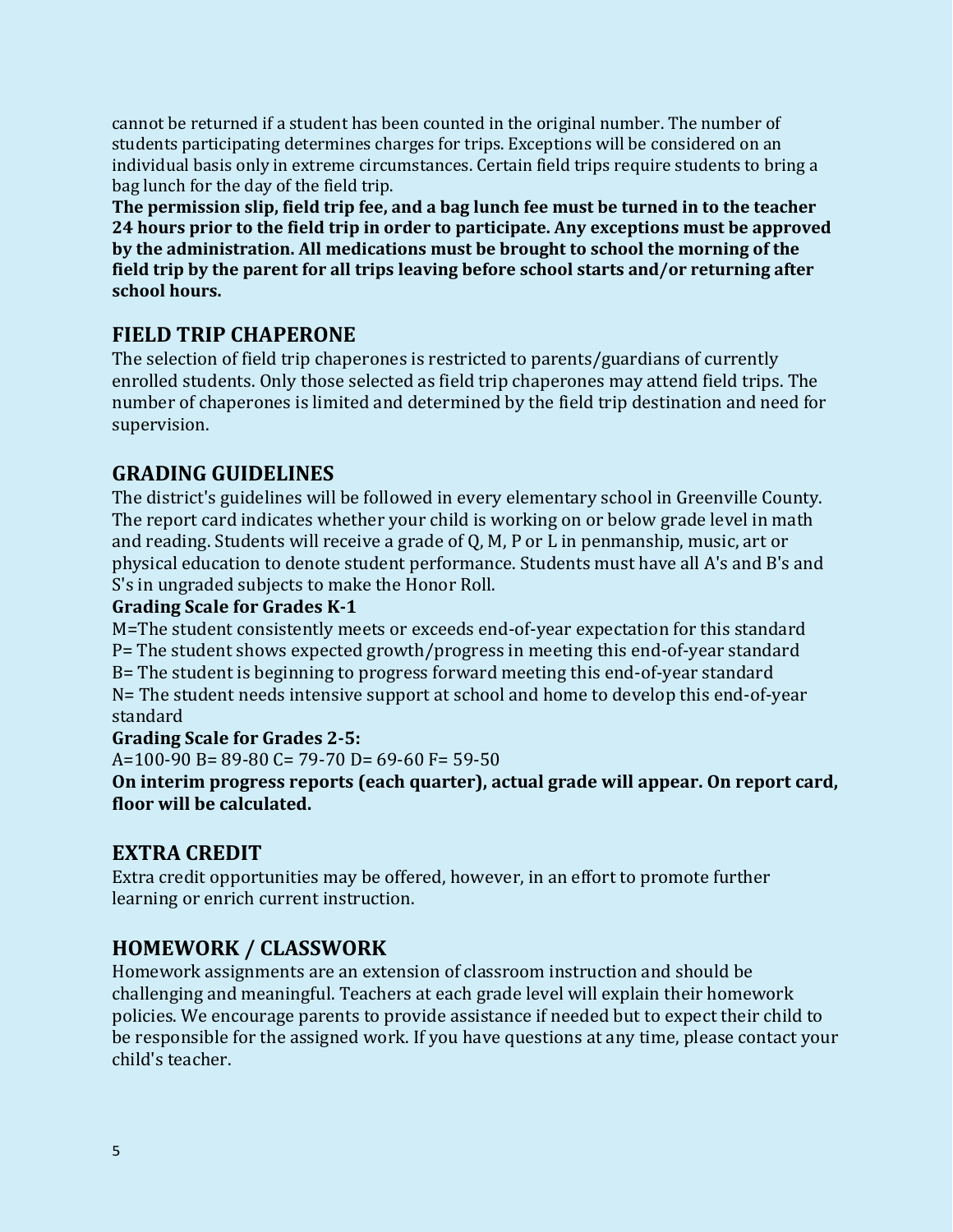cannot be returned if a student has been counted in the original number. The number of students participating determines charges for trips. Exceptions will be considered on an individual basis only in extreme circumstances. Certain field trips require students to bring a bag lunch for the day of the field trip.

**The permission slip, field trip fee, and a bag lunch fee must be turned in to the teacher 24 hours prior to the field trip in order to participate. Any exceptions must be approved by the administration. All medications must be brought to school the morning of the field trip by the parent for all trips leaving before school starts and/or returning after school hours.**

## FIELD TRIP CHAPERONE

The selection of field trip chaperones is restricted to parents/guardians of currently enrolled students. Only those selected as field trip chaperones may attend field trips. The number of chaperones is limited and determined by the field trip destination and need for supervision.

## GRADING GUIDELINES

The district's guidelines will be followed in every elementary school in Greenville County. The report card indicates whether your child is working on or below grade level in math and reading. Students will receive a grade of Q, M, P or L in penmanship, music, art or physical education to denote student performance. Students must have all A's and B's and S's in ungraded subjects to make the Honor Roll.

**Grading Scale for Grades K-1**

M=The student consistently meets or exceeds end-of-year expectation for this standard
P= The student shows expected growth/progress in meeting this end-of-year standard
B= The student is beginning to progress forward meeting this end-of-year standard
N= The student needs intensive support at school and home to develop this end-of-year standard

**Grading Scale for Grades 2-5:**

A=100-90 B= 89-80 C= 79-70 D= 69-60 F= 59-50

**On interim progress reports (each quarter), actual grade will appear. On report card, floor will be calculated.**

## EXTRA CREDIT

Extra credit opportunities may be offered, however, in an effort to promote further learning or enrich current instruction.

## HOMEWORK / CLASSWORK

Homework assignments are an extension of classroom instruction and should be challenging and meaningful. Teachers at each grade level will explain their homework policies. We encourage parents to provide assistance if needed but to expect their child to be responsible for the assigned work. If you have questions at any time, please contact your child's teacher.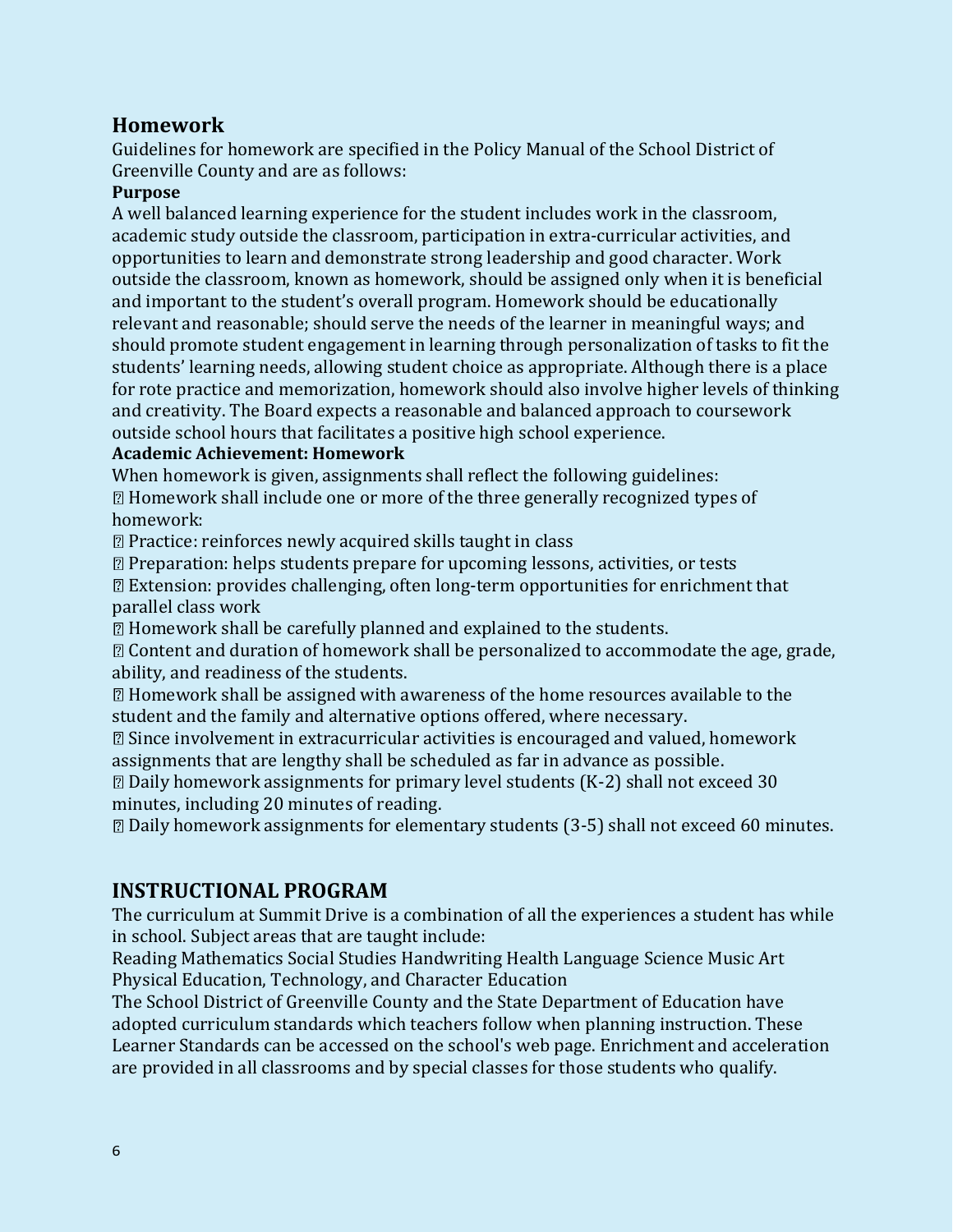## Homework

Guidelines for homework are specified in the Policy Manual of the School District of Greenville County and are as follows:

**Purpose**

A well balanced learning experience for the student includes work in the classroom, academic study outside the classroom, participation in extra-curricular activities, and opportunities to learn and demonstrate strong leadership and good character. Work outside the classroom, known as homework, should be assigned only when it is beneficial and important to the student's overall program. Homework should be educationally relevant and reasonable; should serve the needs of the learner in meaningful ways; and should promote student engagement in learning through personalization of tasks to fit the students' learning needs, allowing student choice as appropriate. Although there is a place for rote practice and memorization, homework should also involve higher levels of thinking and creativity. The Board expects a reasonable and balanced approach to coursework outside school hours that facilitates a positive high school experience.

**Academic Achievement: Homework**

When homework is given, assignments shall reflect the following guidelines:

- Homework shall include one or more of the three generally recognized types of homework:
- Practice: reinforces newly acquired skills taught in class
- Preparation: helps students prepare for upcoming lessons, activities, or tests
- Extension: provides challenging, often long-term opportunities for enrichment that parallel class work
- Homework shall be carefully planned and explained to the students.
- Content and duration of homework shall be personalized to accommodate the age, grade, ability, and readiness of the students.
- Homework shall be assigned with awareness of the home resources available to the student and the family and alternative options offered, where necessary.
- Since involvement in extracurricular activities is encouraged and valued, homework assignments that are lengthy shall be scheduled as far in advance as possible.
- Daily homework assignments for primary level students (K-2) shall not exceed 30 minutes, including 20 minutes of reading.
- Daily homework assignments for elementary students (3-5) shall not exceed 60 minutes.

## INSTRUCTIONAL PROGRAM

The curriculum at Summit Drive is a combination of all the experiences a student has while in school. Subject areas that are taught include:

Reading Mathematics Social Studies Handwriting Health Language Science Music Art Physical Education, Technology, and Character Education

The School District of Greenville County and the State Department of Education have adopted curriculum standards which teachers follow when planning instruction. These Learner Standards can be accessed on the school's web page. Enrichment and acceleration are provided in all classrooms and by special classes for those students who qualify.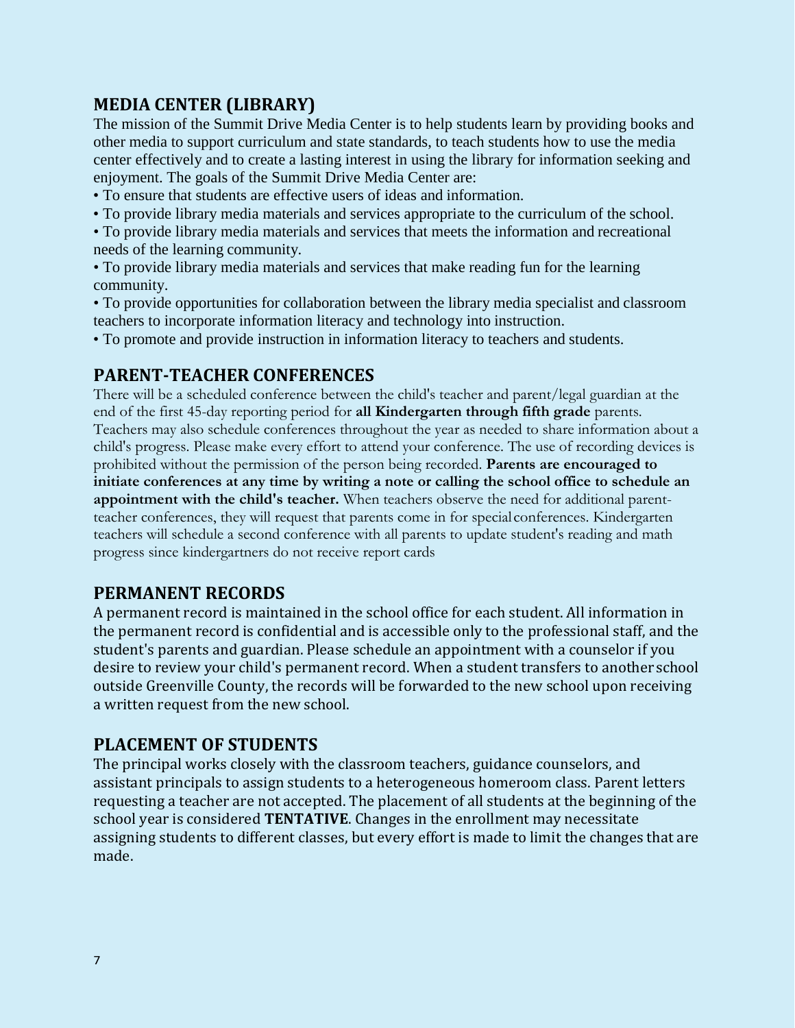## MEDIA CENTER (LIBRARY)

The mission of the Summit Drive Media Center is to help students learn by providing books and other media to support curriculum and state standards, to teach students how to use the media center effectively and to create a lasting interest in using the library for information seeking and enjoyment. The goals of the Summit Drive Media Center are:

- To ensure that students are effective users of ideas and information.
- To provide library media materials and services appropriate to the curriculum of the school.
- To provide library media materials and services that meets the information and recreational needs of the learning community.
- To provide library media materials and services that make reading fun for the learning community.
- To provide opportunities for collaboration between the library media specialist and classroom teachers to incorporate information literacy and technology into instruction.
- To promote and provide instruction in information literacy to teachers and students.

## PARENT-TEACHER CONFERENCES

There will be a scheduled conference between the child's teacher and parent/legal guardian at the end of the first 45-day reporting period for **all Kindergarten through fifth grade** parents. Teachers may also schedule conferences throughout the year as needed to share information about a child's progress. Please make every effort to attend your conference. The use of recording devices is prohibited without the permission of the person being recorded. **Parents are encouraged to initiate conferences at any time by writing a note or calling the school office to schedule an appointment with the child's teacher.** When teachers observe the need for additional parent-teacher conferences, they will request that parents come in for special conferences. Kindergarten teachers will schedule a second conference with all parents to update student's reading and math progress since kindergartners do not receive report cards

## PERMANENT RECORDS

A permanent record is maintained in the school office for each student. All information in the permanent record is confidential and is accessible only to the professional staff, and the student's parents and guardian. Please schedule an appointment with a counselor if you desire to review your child's permanent record. When a student transfers to another school outside Greenville County, the records will be forwarded to the new school upon receiving a written request from the new school.

## PLACEMENT OF STUDENTS

The principal works closely with the classroom teachers, guidance counselors, and assistant principals to assign students to a heterogeneous homeroom class. Parent letters requesting a teacher are not accepted. The placement of all students at the beginning of the school year is considered **TENTATIVE**. Changes in the enrollment may necessitate assigning students to different classes, but every effort is made to limit the changes that are made.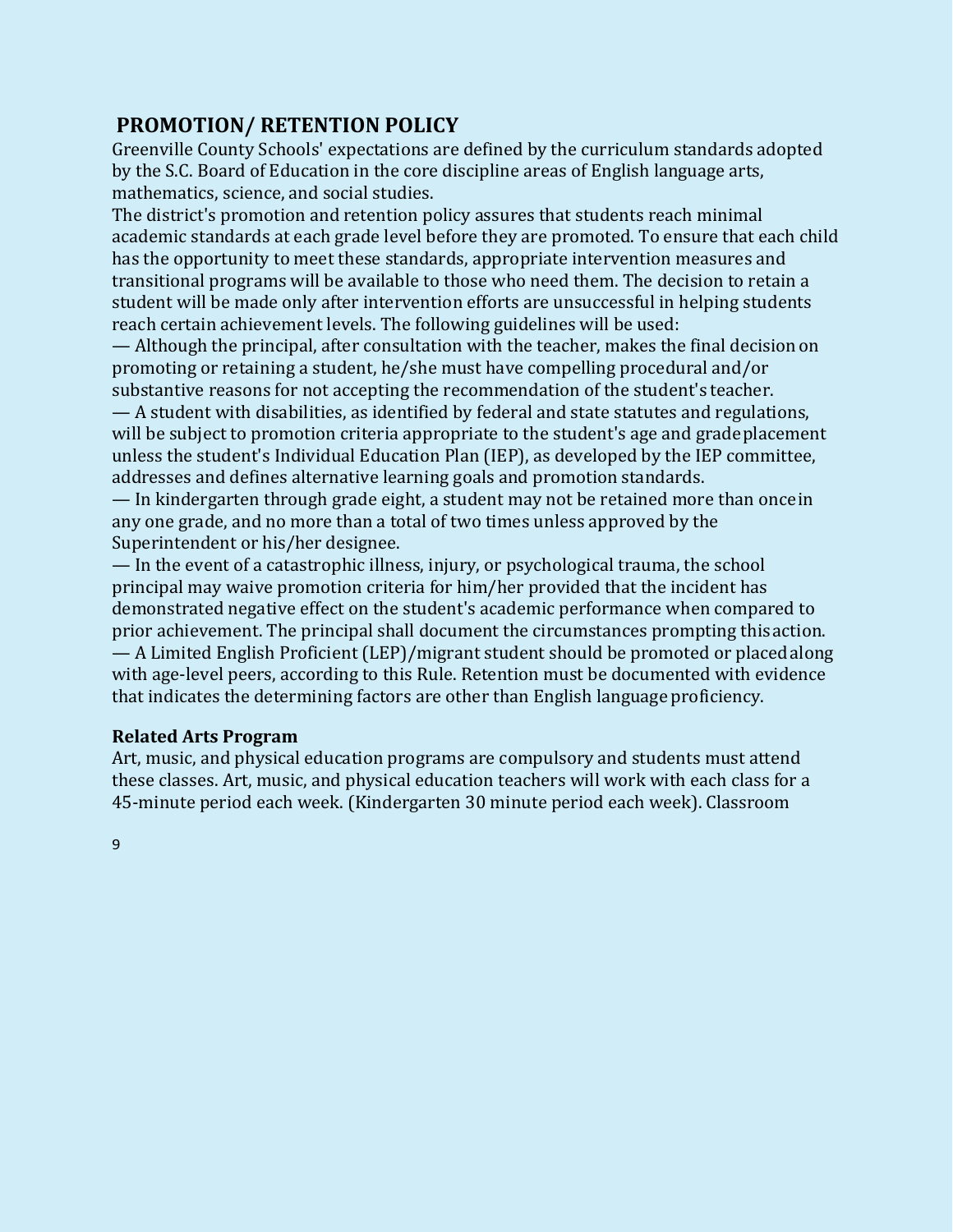## PROMOTION/ RETENTION POLICY

Greenville County Schools' expectations are defined by the curriculum standards adopted by the S.C. Board of Education in the core discipline areas of English language arts, mathematics, science, and social studies.

The district's promotion and retention policy assures that students reach minimal academic standards at each grade level before they are promoted. To ensure that each child has the opportunity to meet these standards, appropriate intervention measures and transitional programs will be available to those who need them. The decision to retain a student will be made only after intervention efforts are unsuccessful in helping students reach certain achievement levels. The following guidelines will be used:

— Although the principal, after consultation with the teacher, makes the final decision on promoting or retaining a student, he/she must have compelling procedural and/or substantive reasons for not accepting the recommendation of the student's teacher.

— A student with disabilities, as identified by federal and state statutes and regulations, will be subject to promotion criteria appropriate to the student's age and grade placement unless the student's Individual Education Plan (IEP), as developed by the IEP committee, addresses and defines alternative learning goals and promotion standards.

— In kindergarten through grade eight, a student may not be retained more than once in any one grade, and no more than a total of two times unless approved by the Superintendent or his/her designee.

— In the event of a catastrophic illness, injury, or psychological trauma, the school principal may waive promotion criteria for him/her provided that the incident has demonstrated negative effect on the student's academic performance when compared to prior achievement. The principal shall document the circumstances prompting this action.

— A Limited English Proficient (LEP)/migrant student should be promoted or placed along with age-level peers, according to this Rule. Retention must be documented with evidence that indicates the determining factors are other than English language proficiency.

**Related Arts Program**

Art, music, and physical education programs are compulsory and students must attend these classes. Art, music, and physical education teachers will work with each class for a 45-minute period each week. (Kindergarten 30 minute period each week). Classroom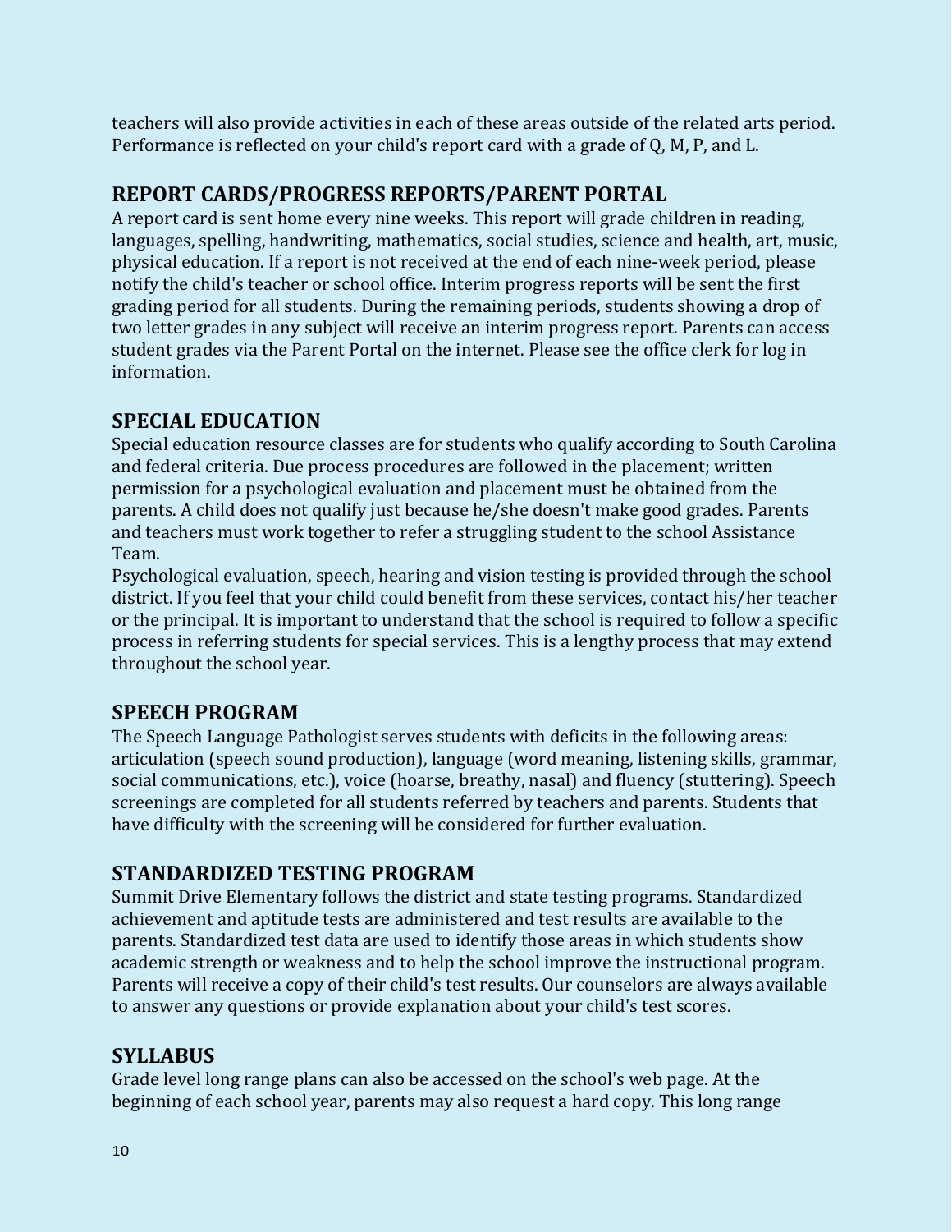teachers will also provide activities in each of these areas outside of the related arts period. Performance is reflected on your child's report card with a grade of Q, M, P, and L.

## REPORT CARDS/PROGRESS REPORTS/PARENT PORTAL

A report card is sent home every nine weeks. This report will grade children in reading, languages, spelling, handwriting, mathematics, social studies, science and health, art, music, physical education. If a report is not received at the end of each nine-week period, please notify the child's teacher or school office. Interim progress reports will be sent the first grading period for all students. During the remaining periods, students showing a drop of two letter grades in any subject will receive an interim progress report. Parents can access student grades via the Parent Portal on the internet. Please see the office clerk for log in information.

## SPECIAL EDUCATION

Special education resource classes are for students who qualify according to South Carolina and federal criteria. Due process procedures are followed in the placement; written permission for a psychological evaluation and placement must be obtained from the parents. A child does not qualify just because he/she doesn't make good grades. Parents and teachers must work together to refer a struggling student to the school Assistance Team.

Psychological evaluation, speech, hearing and vision testing is provided through the school district. If you feel that your child could benefit from these services, contact his/her teacher or the principal. It is important to understand that the school is required to follow a specific process in referring students for special services. This is a lengthy process that may extend throughout the school year.

## SPEECH PROGRAM

The Speech Language Pathologist serves students with deficits in the following areas: articulation (speech sound production), language (word meaning, listening skills, grammar, social communications, etc.), voice (hoarse, breathy, nasal) and fluency (stuttering). Speech screenings are completed for all students referred by teachers and parents. Students that have difficulty with the screening will be considered for further evaluation.

## STANDARDIZED TESTING PROGRAM

Summit Drive Elementary follows the district and state testing programs. Standardized achievement and aptitude tests are administered and test results are available to the parents. Standardized test data are used to identify those areas in which students show academic strength or weakness and to help the school improve the instructional program. Parents will receive a copy of their child's test results. Our counselors are always available to answer any questions or provide explanation about your child's test scores.

## SYLLABUS

Grade level long range plans can also be accessed on the school's web page. At the beginning of each school year, parents may also request a hard copy. This long range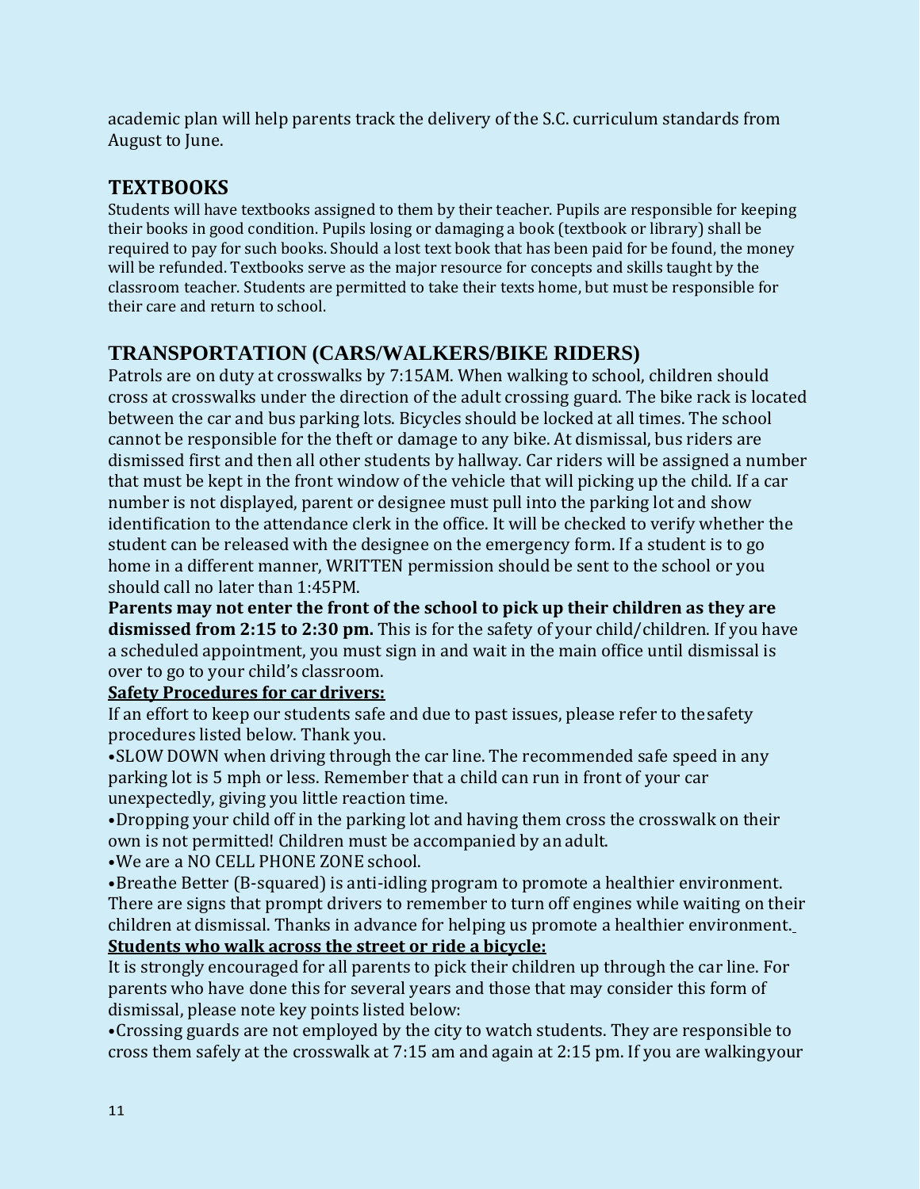academic plan will help parents track the delivery of the S.C. curriculum standards from August to June.

## TEXTBOOKS

Students will have textbooks assigned to them by their teacher. Pupils are responsible for keeping their books in good condition. Pupils losing or damaging a book (textbook or library) shall be required to pay for such books. Should a lost text book that has been paid for be found, the money will be refunded. Textbooks serve as the major resource for concepts and skills taught by the classroom teacher. Students are permitted to take their texts home, but must be responsible for their care and return to school.

## TRANSPORTATION (CARS/WALKERS/BIKE RIDERS)

Patrols are on duty at crosswalks by 7:15AM. When walking to school, children should cross at crosswalks under the direction of the adult crossing guard. The bike rack is located between the car and bus parking lots. Bicycles should be locked at all times. The school cannot be responsible for the theft or damage to any bike. At dismissal, bus riders are dismissed first and then all other students by hallway. Car riders will be assigned a number that must be kept in the front window of the vehicle that will picking up the child. If a car number is not displayed, parent or designee must pull into the parking lot and show identification to the attendance clerk in the office. It will be checked to verify whether the student can be released with the designee on the emergency form. If a student is to go home in a different manner, WRITTEN permission should be sent to the school or you should call no later than 1:45PM.

**Parents may not enter the front of the school to pick up their children as they are dismissed from 2:15 to 2:30 pm.** This is for the safety of your child/children. If you have a scheduled appointment, you must sign in and wait in the main office until dismissal is over to go to your child's classroom.

**Safety Procedures for car drivers:**

If an effort to keep our students safe and due to past issues, please refer to the safety procedures listed below. Thank you.

- SLOW DOWN when driving through the car line. The recommended safe speed in any parking lot is 5 mph or less. Remember that a child can run in front of your car unexpectedly, giving you little reaction time.
- Dropping your child off in the parking lot and having them cross the crosswalk on their own is not permitted! Children must be accompanied by an adult.
- We are a NO CELL PHONE ZONE school.
- Breathe Better (B-squared) is anti-idling program to promote a healthier environment. There are signs that prompt drivers to remember to turn off engines while waiting on their children at dismissal. Thanks in advance for helping us promote a healthier environment.

**Students who walk across the street or ride a bicycle:**

It is strongly encouraged for all parents to pick their children up through the car line. For parents who have done this for several years and those that may consider this form of dismissal, please note key points listed below:

- Crossing guards are not employed by the city to watch students. They are responsible to cross them safely at the crosswalk at 7:15 am and again at 2:15 pm. If you are walking your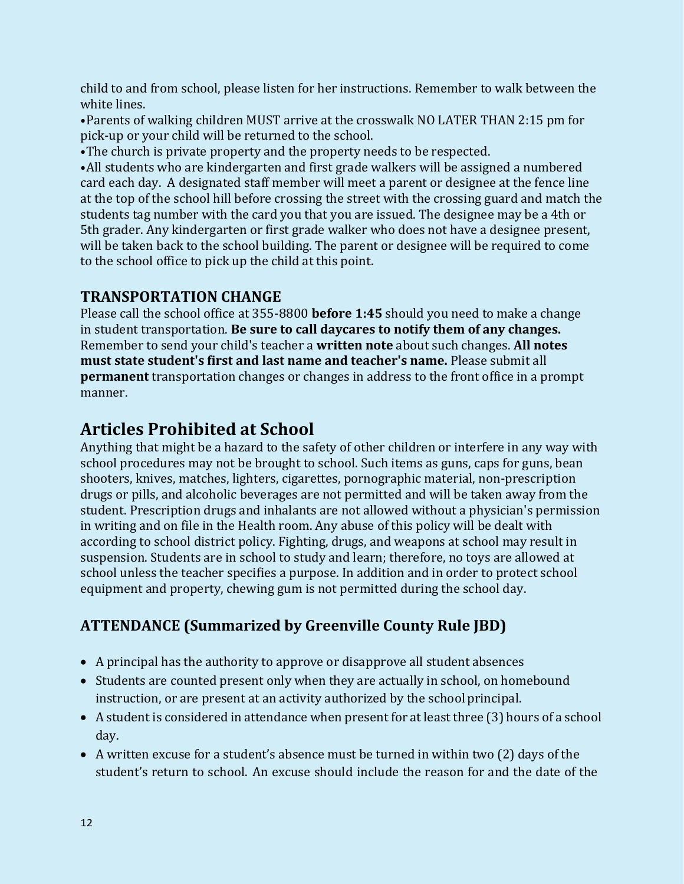child to and from school, please listen for her instructions. Remember to walk between the white lines.

•Parents of walking children MUST arrive at the crosswalk NO LATER THAN 2:15 pm for pick-up or your child will be returned to the school.

•The church is private property and the property needs to be respected.

•All students who are kindergarten and first grade walkers will be assigned a numbered card each day. A designated staff member will meet a parent or designee at the fence line at the top of the school hill before crossing the street with the crossing guard and match the students tag number with the card you that you are issued. The designee may be a 4th or 5th grader. Any kindergarten or first grade walker who does not have a designee present, will be taken back to the school building. The parent or designee will be required to come to the school office to pick up the child at this point.

### TRANSPORTATION CHANGE

Please call the school office at 355-8800 **before 1:45** should you need to make a change in student transportation. **Be sure to call daycares to notify them of any changes.** Remember to send your child's teacher a **written note** about such changes. **All notes must state student's first and last name and teacher's name.** Please submit all **permanent** transportation changes or changes in address to the front office in a prompt manner.

## Articles Prohibited at School

Anything that might be a hazard to the safety of other children or interfere in any way with school procedures may not be brought to school. Such items as guns, caps for guns, bean shooters, knives, matches, lighters, cigarettes, pornographic material, non-prescription drugs or pills, and alcoholic beverages are not permitted and will be taken away from the student. Prescription drugs and inhalants are not allowed without a physician's permission in writing and on file in the Health room. Any abuse of this policy will be dealt with according to school district policy. Fighting, drugs, and weapons at school may result in suspension. Students are in school to study and learn; therefore, no toys are allowed at school unless the teacher specifies a purpose. In addition and in order to protect school equipment and property, chewing gum is not permitted during the school day.

### ATTENDANCE (Summarized by Greenville County Rule JBD)

- A principal has the authority to approve or disapprove all student absences
- Students are counted present only when they are actually in school, on homebound instruction, or are present at an activity authorized by the school principal.
- A student is considered in attendance when present for at least three (3) hours of a school day.
- A written excuse for a student's absence must be turned in within two (2) days of the student's return to school. An excuse should include the reason for and the date of the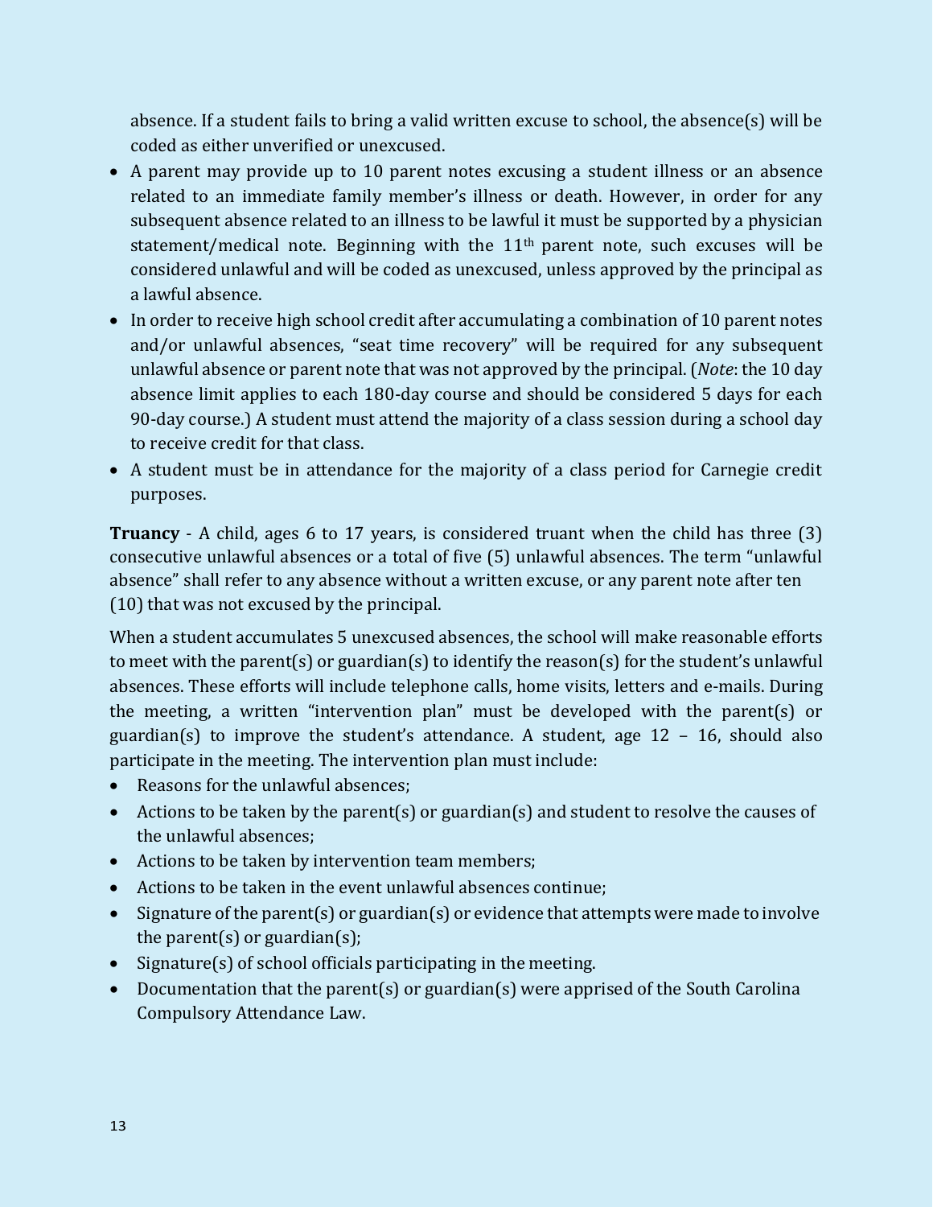absence. If a student fails to bring a valid written excuse to school, the absence(s) will be coded as either unverified or unexcused.

- A parent may provide up to 10 parent notes excusing a student illness or an absence related to an immediate family member's illness or death. However, in order for any subsequent absence related to an illness to be lawful it must be supported by a physician statement/medical note. Beginning with the 11th parent note, such excuses will be considered unlawful and will be coded as unexcused, unless approved by the principal as a lawful absence.
- In order to receive high school credit after accumulating a combination of 10 parent notes and/or unlawful absences, "seat time recovery" will be required for any subsequent unlawful absence or parent note that was not approved by the principal. (*Note*: the 10 day absence limit applies to each 180-day course and should be considered 5 days for each 90-day course.) A student must attend the majority of a class session during a school day to receive credit for that class.
- A student must be in attendance for the majority of a class period for Carnegie credit purposes.

**Truancy** - A child, ages 6 to 17 years, is considered truant when the child has three (3) consecutive unlawful absences or a total of five (5) unlawful absences. The term "unlawful absence" shall refer to any absence without a written excuse, or any parent note after ten (10) that was not excused by the principal.

When a student accumulates 5 unexcused absences, the school will make reasonable efforts to meet with the parent(s) or guardian(s) to identify the reason(s) for the student's unlawful absences. These efforts will include telephone calls, home visits, letters and e-mails. During the meeting, a written "intervention plan" must be developed with the parent(s) or guardian(s) to improve the student's attendance. A student, age 12 – 16, should also participate in the meeting. The intervention plan must include:

- Reasons for the unlawful absences;
- Actions to be taken by the parent(s) or guardian(s) and student to resolve the causes of the unlawful absences;
- Actions to be taken by intervention team members;
- Actions to be taken in the event unlawful absences continue;
- Signature of the parent(s) or guardian(s) or evidence that attempts were made to involve the parent(s) or guardian(s);
- Signature(s) of school officials participating in the meeting.
- Documentation that the parent(s) or guardian(s) were apprised of the South Carolina Compulsory Attendance Law.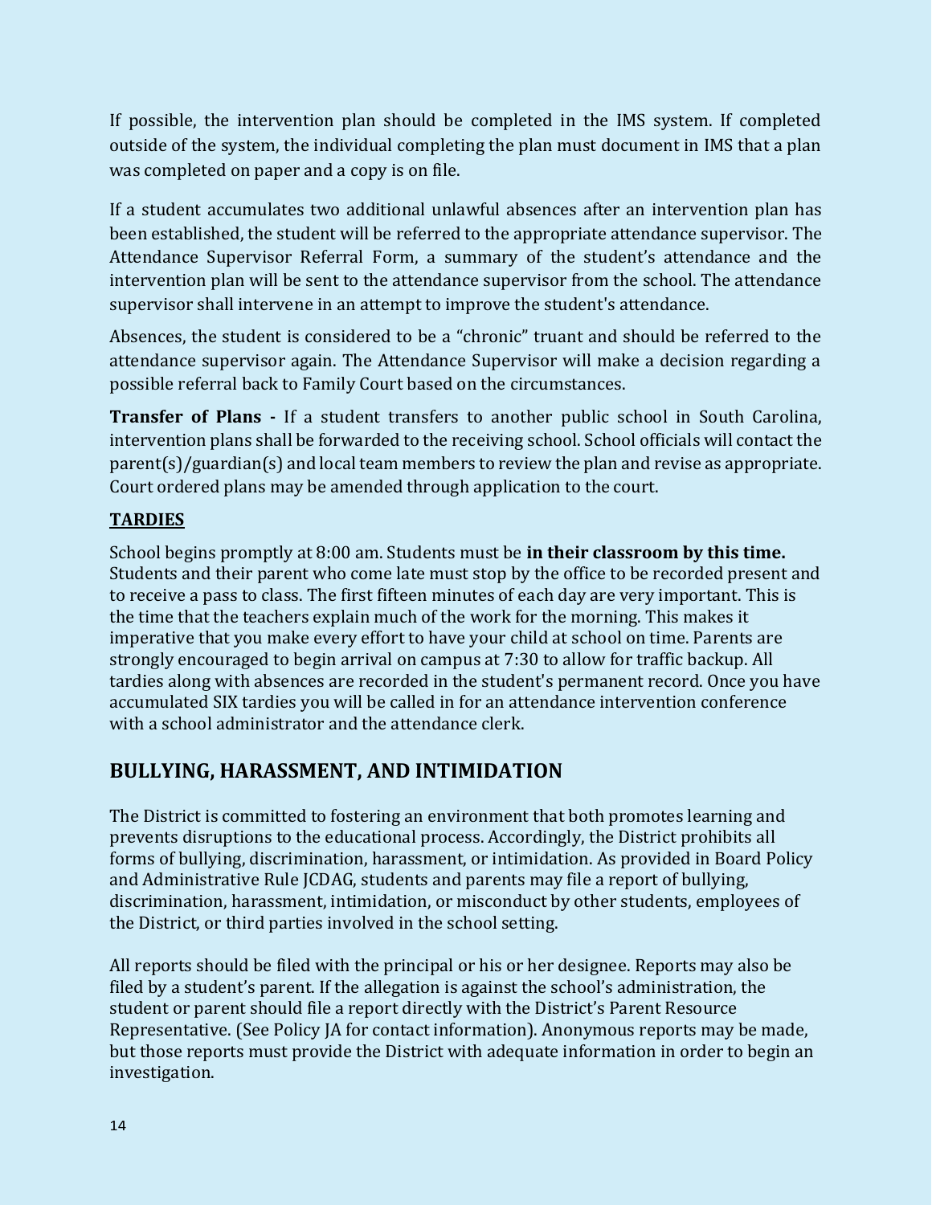If possible, the intervention plan should be completed in the IMS system. If completed outside of the system, the individual completing the plan must document in IMS that a plan was completed on paper and a copy is on file.

If a student accumulates two additional unlawful absences after an intervention plan has been established, the student will be referred to the appropriate attendance supervisor. The Attendance Supervisor Referral Form, a summary of the student's attendance and the intervention plan will be sent to the attendance supervisor from the school. The attendance supervisor shall intervene in an attempt to improve the student's attendance.

Absences, the student is considered to be a "chronic" truant and should be referred to the attendance supervisor again. The Attendance Supervisor will make a decision regarding a possible referral back to Family Court based on the circumstances.

**Transfer of Plans -** If a student transfers to another public school in South Carolina, intervention plans shall be forwarded to the receiving school. School officials will contact the parent(s)/guardian(s) and local team members to review the plan and revise as appropriate. Court ordered plans may be amended through application to the court.

### TARDIES

School begins promptly at 8:00 am. Students must be **in their classroom by this time.** Students and their parent who come late must stop by the office to be recorded present and to receive a pass to class. The first fifteen minutes of each day are very important. This is the time that the teachers explain much of the work for the morning. This makes it imperative that you make every effort to have your child at school on time. Parents are strongly encouraged to begin arrival on campus at 7:30 to allow for traffic backup. All tardies along with absences are recorded in the student's permanent record. Once you have accumulated SIX tardies you will be called in for an attendance intervention conference with a school administrator and the attendance clerk.

## BULLYING, HARASSMENT, AND INTIMIDATION

The District is committed to fostering an environment that both promotes learning and prevents disruptions to the educational process. Accordingly, the District prohibits all forms of bullying, discrimination, harassment, or intimidation. As provided in Board Policy and Administrative Rule JCDAG, students and parents may file a report of bullying, discrimination, harassment, intimidation, or misconduct by other students, employees of the District, or third parties involved in the school setting.

All reports should be filed with the principal or his or her designee. Reports may also be filed by a student's parent. If the allegation is against the school's administration, the student or parent should file a report directly with the District's Parent Resource Representative. (See Policy JA for contact information). Anonymous reports may be made, but those reports must provide the District with adequate information in order to begin an investigation.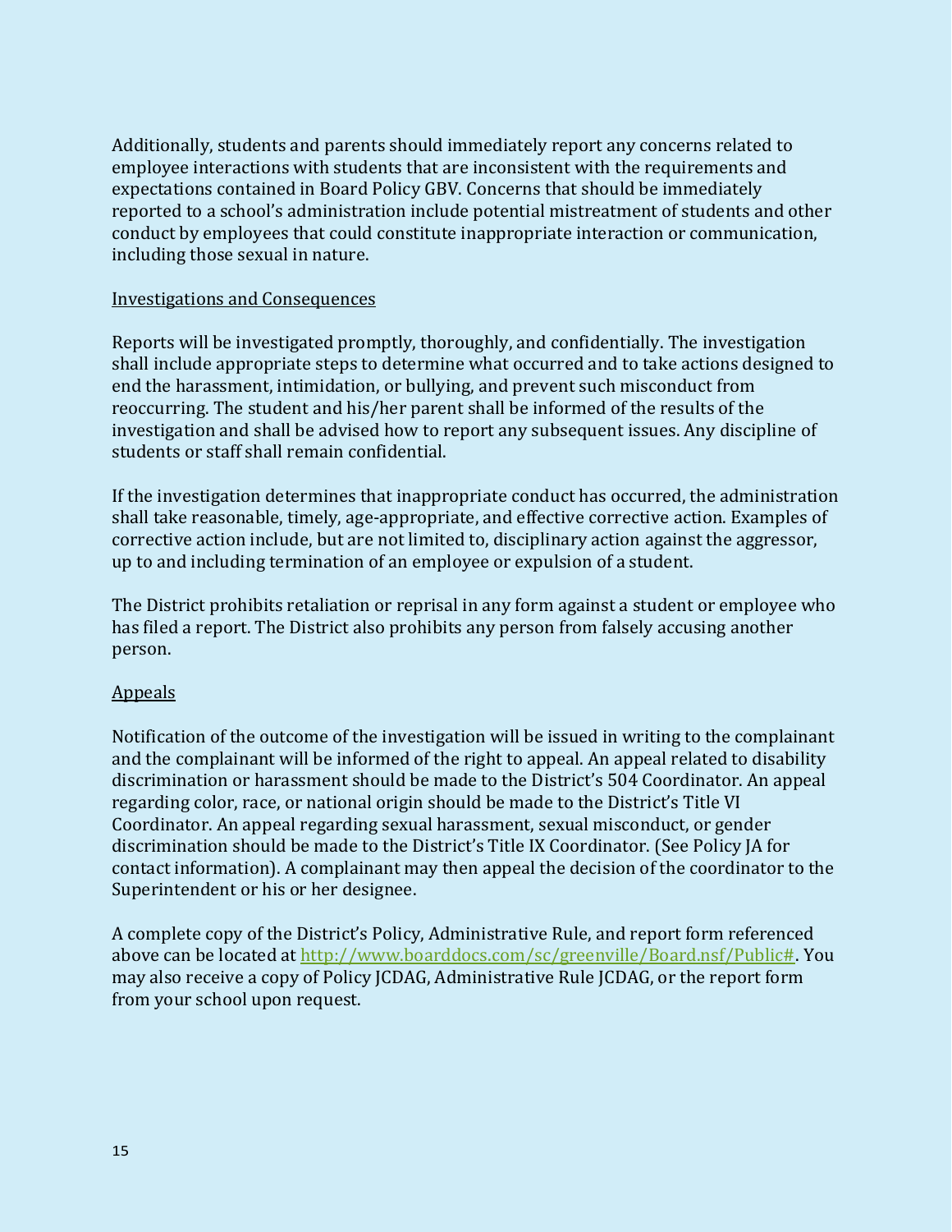Additionally, students and parents should immediately report any concerns related to employee interactions with students that are inconsistent with the requirements and expectations contained in Board Policy GBV. Concerns that should be immediately reported to a school's administration include potential mistreatment of students and other conduct by employees that could constitute inappropriate interaction or communication, including those sexual in nature.

Investigations and Consequences

Reports will be investigated promptly, thoroughly, and confidentially. The investigation shall include appropriate steps to determine what occurred and to take actions designed to end the harassment, intimidation, or bullying, and prevent such misconduct from reoccurring. The student and his/her parent shall be informed of the results of the investigation and shall be advised how to report any subsequent issues. Any discipline of students or staff shall remain confidential.

If the investigation determines that inappropriate conduct has occurred, the administration shall take reasonable, timely, age-appropriate, and effective corrective action. Examples of corrective action include, but are not limited to, disciplinary action against the aggressor, up to and including termination of an employee or expulsion of a student.

The District prohibits retaliation or reprisal in any form against a student or employee who has filed a report. The District also prohibits any person from falsely accusing another person.

Appeals

Notification of the outcome of the investigation will be issued in writing to the complainant and the complainant will be informed of the right to appeal. An appeal related to disability discrimination or harassment should be made to the District's 504 Coordinator. An appeal regarding color, race, or national origin should be made to the District's Title VI Coordinator. An appeal regarding sexual harassment, sexual misconduct, or gender discrimination should be made to the District's Title IX Coordinator. (See Policy JA for contact information). A complainant may then appeal the decision of the coordinator to the Superintendent or his or her designee.

A complete copy of the District's Policy, Administrative Rule, and report form referenced above can be located at http://www.boarddocs.com/sc/greenville/Board.nsf/Public#. You may also receive a copy of Policy JCDAG, Administrative Rule JCDAG, or the report form from your school upon request.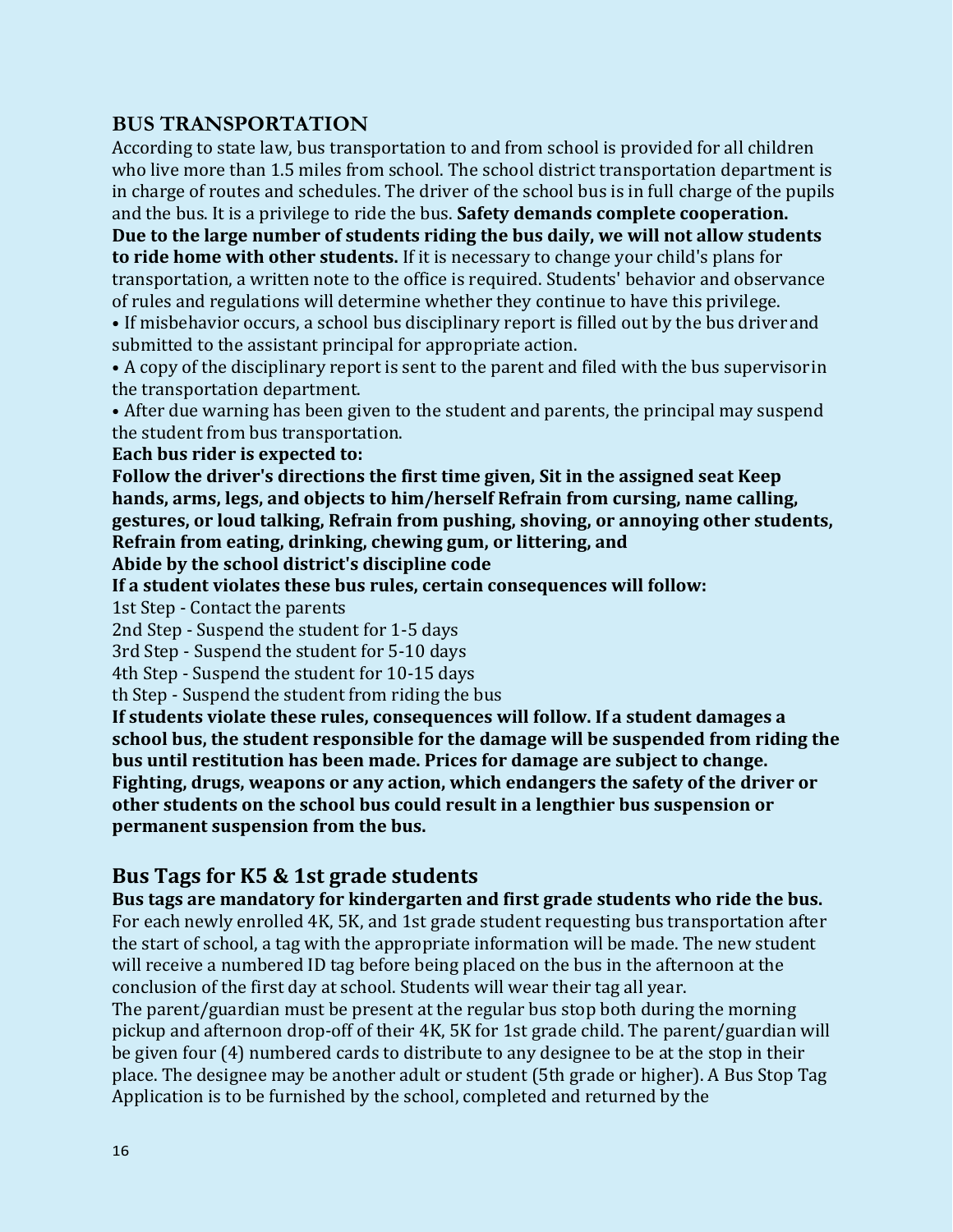## BUS TRANSPORTATION

According to state law, bus transportation to and from school is provided for all children who live more than 1.5 miles from school. The school district transportation department is in charge of routes and schedules. The driver of the school bus is in full charge of the pupils and the bus. It is a privilege to ride the bus. **Safety demands complete cooperation. Due to the large number of students riding the bus daily, we will not allow students to ride home with other students.** If it is necessary to change your child's plans for transportation, a written note to the office is required. Students' behavior and observance of rules and regulations will determine whether they continue to have this privilege.

- If misbehavior occurs, a school bus disciplinary report is filled out by the bus driver and submitted to the assistant principal for appropriate action.
- A copy of the disciplinary report is sent to the parent and filed with the bus supervisor in the transportation department.
- After due warning has been given to the student and parents, the principal may suspend the student from bus transportation.

**Each bus rider is expected to:**

**Follow the driver's directions the first time given, Sit in the assigned seat Keep hands, arms, legs, and objects to him/herself Refrain from cursing, name calling, gestures, or loud talking, Refrain from pushing, shoving, or annoying other students, Refrain from eating, drinking, chewing gum, or littering, and**

**Abide by the school district's discipline code**

**If a student violates these bus rules, certain consequences will follow:**

1st Step - Contact the parents

2nd Step - Suspend the student for 1-5 days

3rd Step - Suspend the student for 5-10 days

4th Step - Suspend the student for 10-15 days

th Step - Suspend the student from riding the bus

**If students violate these rules, consequences will follow. If a student damages a school bus, the student responsible for the damage will be suspended from riding the bus until restitution has been made. Prices for damage are subject to change. Fighting, drugs, weapons or any action, which endangers the safety of the driver or other students on the school bus could result in a lengthier bus suspension or permanent suspension from the bus.**

## Bus Tags for K5 & 1st grade students

**Bus tags are mandatory for kindergarten and first grade students who ride the bus.** For each newly enrolled 4K, 5K, and 1st grade student requesting bus transportation after the start of school, a tag with the appropriate information will be made. The new student will receive a numbered ID tag before being placed on the bus in the afternoon at the conclusion of the first day at school. Students will wear their tag all year.

The parent/guardian must be present at the regular bus stop both during the morning pickup and afternoon drop-off of their 4K, 5K for 1st grade child. The parent/guardian will be given four (4) numbered cards to distribute to any designee to be at the stop in their place. The designee may be another adult or student (5th grade or higher). A Bus Stop Tag Application is to be furnished by the school, completed and returned by the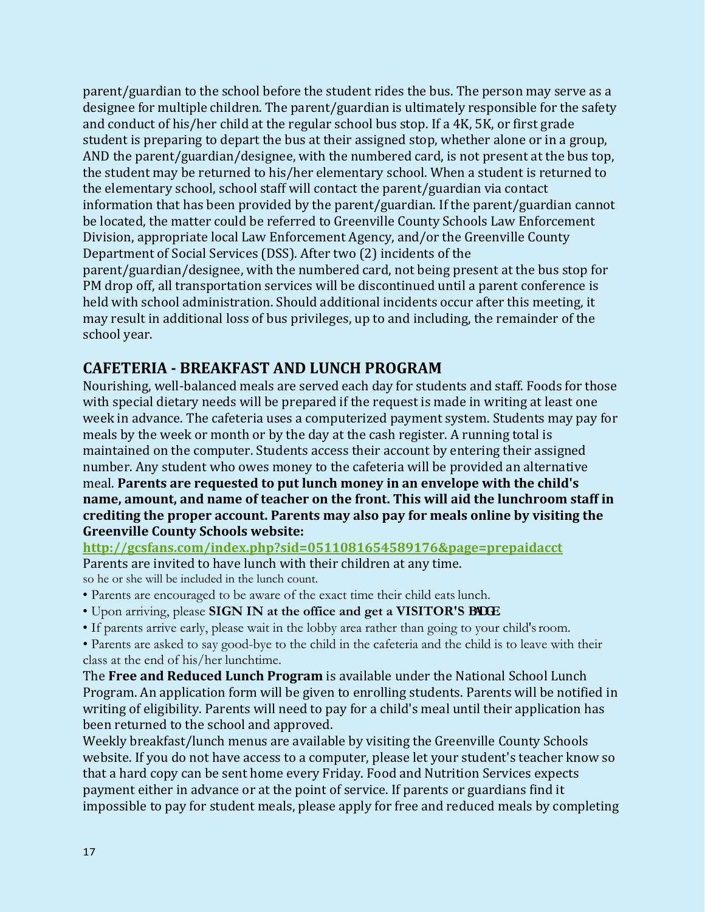parent/guardian to the school before the student rides the bus. The person may serve as a designee for multiple children. The parent/guardian is ultimately responsible for the safety and conduct of his/her child at the regular school bus stop. If a 4K, 5K, or first grade student is preparing to depart the bus at their assigned stop, whether alone or in a group, AND the parent/guardian/designee, with the numbered card, is not present at the bus top, the student may be returned to his/her elementary school. When a student is returned to the elementary school, school staff will contact the parent/guardian via contact information that has been provided by the parent/guardian. If the parent/guardian cannot be located, the matter could be referred to Greenville County Schools Law Enforcement Division, appropriate local Law Enforcement Agency, and/or the Greenville County Department of Social Services (DSS). After two (2) incidents of the parent/guardian/designee, with the numbered card, not being present at the bus stop for PM drop off, all transportation services will be discontinued until a parent conference is held with school administration. Should additional incidents occur after this meeting, it may result in additional loss of bus privileges, up to and including, the remainder of the school year.

## CAFETERIA - BREAKFAST AND LUNCH PROGRAM

Nourishing, well-balanced meals are served each day for students and staff. Foods for those with special dietary needs will be prepared if the request is made in writing at least one week in advance. The cafeteria uses a computerized payment system. Students may pay for meals by the week or month or by the day at the cash register. A running total is maintained on the computer. Students access their account by entering their assigned number. Any student who owes money to the cafeteria will be provided an alternative meal. **Parents are requested to put lunch money in an envelope with the child's name, amount, and name of teacher on the front. This will aid the lunchroom staff in crediting the proper account. Parents may also pay for meals online by visiting the Greenville County Schools website:**

**http://gcsfans.com/index.php?sid=0511081654589176&page=prepaidacct**

Parents are invited to have lunch with their children at any time.
so he or she will be included in the lunch count.

- Parents are encouraged to be aware of the exact time their child eats lunch.
- Upon arriving, please **SIGN IN at the office and get a VISITOR'S BADGE**
- If parents arrive early, please wait in the lobby area rather than going to your child's room.
- Parents are asked to say good-bye to the child in the cafeteria and the child is to leave with their class at the end of his/her lunchtime.

The **Free and Reduced Lunch Program** is available under the National School Lunch Program. An application form will be given to enrolling students. Parents will be notified in writing of eligibility. Parents will need to pay for a child's meal until their application has been returned to the school and approved.

Weekly breakfast/lunch menus are available by visiting the Greenville County Schools website. If you do not have access to a computer, please let your student's teacher know so that a hard copy can be sent home every Friday. Food and Nutrition Services expects payment either in advance or at the point of service. If parents or guardians find it impossible to pay for student meals, please apply for free and reduced meals by completing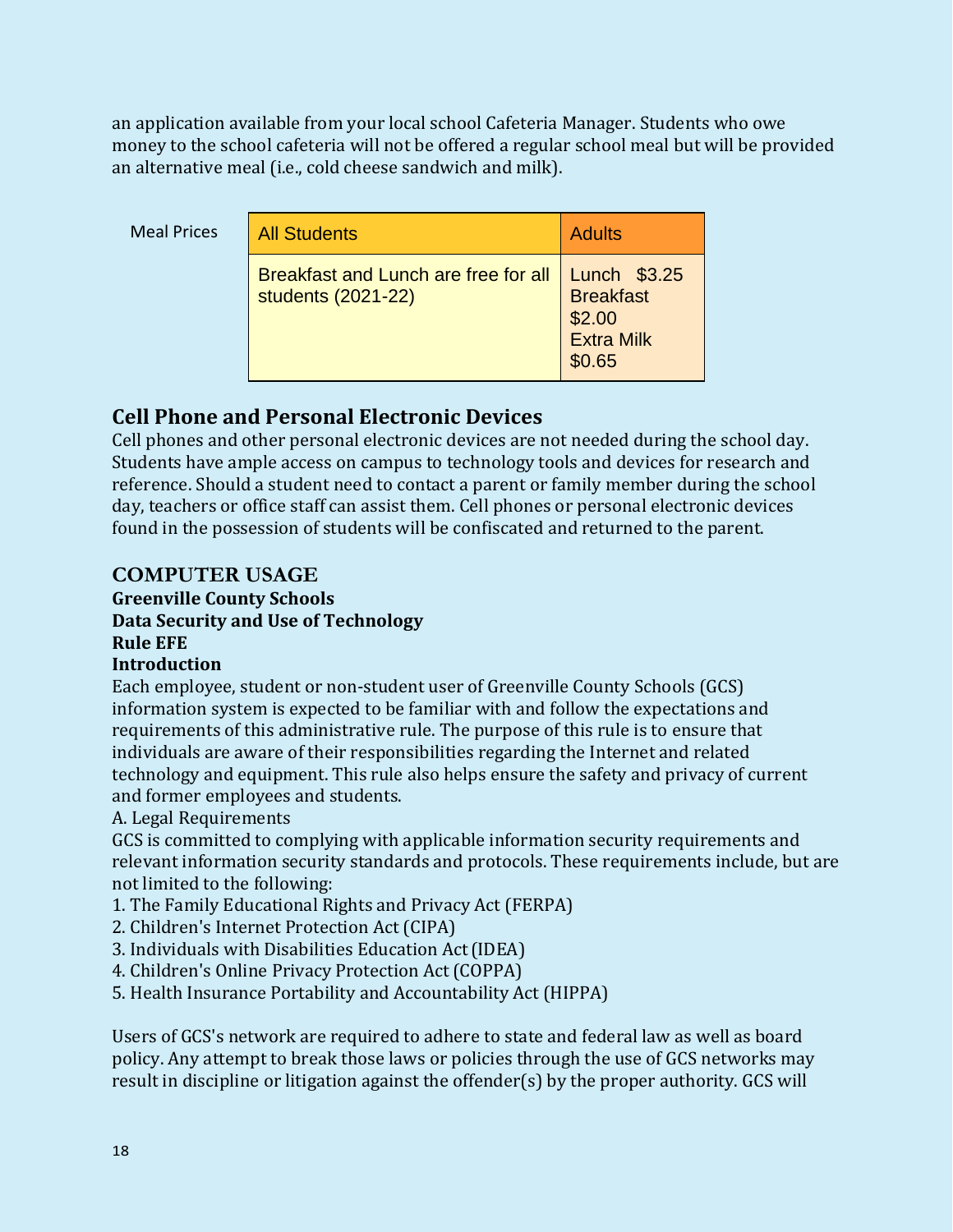an application available from your local school Cafeteria Manager. Students who owe money to the school cafeteria will not be offered a regular school meal but will be provided an alternative meal (i.e., cold cheese sandwich and milk).

Meal Prices

| All Students | Adults |
|---|---|
| Breakfast and Lunch are free for all students (2021-22) | Lunch $3.25<br>Breakfast $2.00<br>Extra Milk $0.65 |

## Cell Phone and Personal Electronic Devices

Cell phones and other personal electronic devices are not needed during the school day. Students have ample access on campus to technology tools and devices for research and reference. Should a student need to contact a parent or family member during the school day, teachers or office staff can assist them. Cell phones or personal electronic devices found in the possession of students will be confiscated and returned to the parent.

## COMPUTER USAGE

**Greenville County Schools**
**Data Security and Use of Technology**
**Rule EFE**
**Introduction**

Each employee, student or non-student user of Greenville County Schools (GCS) information system is expected to be familiar with and follow the expectations and requirements of this administrative rule. The purpose of this rule is to ensure that individuals are aware of their responsibilities regarding the Internet and related technology and equipment. This rule also helps ensure the safety and privacy of current and former employees and students.

A. Legal Requirements

GCS is committed to complying with applicable information security requirements and relevant information security standards and protocols. These requirements include, but are not limited to the following:

1. The Family Educational Rights and Privacy Act (FERPA)
2. Children's Internet Protection Act (CIPA)
3. Individuals with Disabilities Education Act (IDEA)
4. Children's Online Privacy Protection Act (COPPA)
5. Health Insurance Portability and Accountability Act (HIPPA)

Users of GCS's network are required to adhere to state and federal law as well as board policy. Any attempt to break those laws or policies through the use of GCS networks may result in discipline or litigation against the offender(s) by the proper authority. GCS will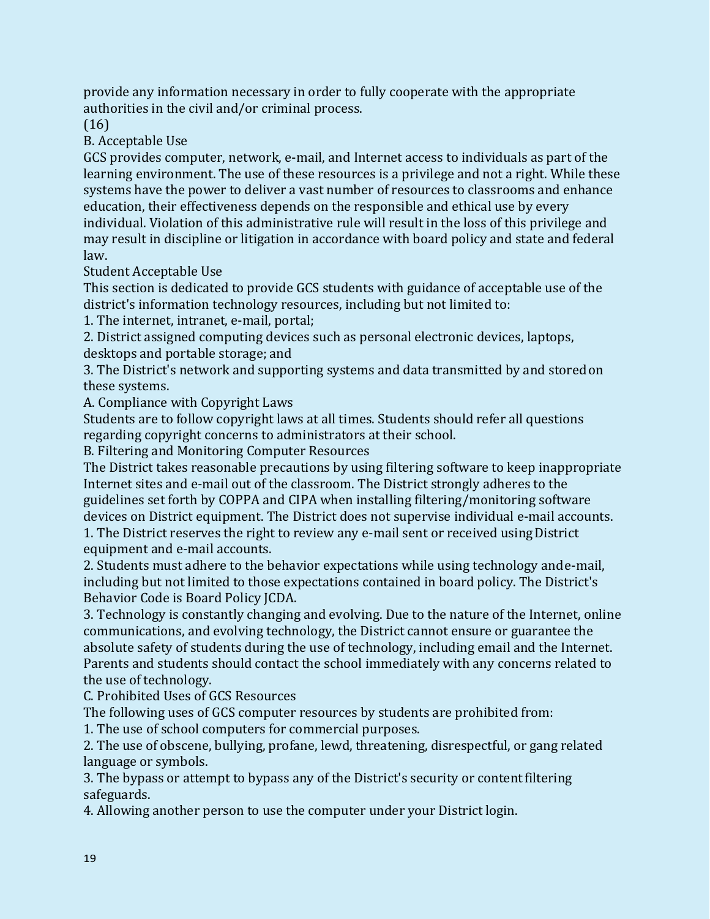provide any information necessary in order to fully cooperate with the appropriate authorities in the civil and/or criminal process.

(16)

## B. Acceptable Use

GCS provides computer, network, e-mail, and Internet access to individuals as part of the learning environment. The use of these resources is a privilege and not a right. While these systems have the power to deliver a vast number of resources to classrooms and enhance education, their effectiveness depends on the responsible and ethical use by every individual. Violation of this administrative rule will result in the loss of this privilege and may result in discipline or litigation in accordance with board policy and state and federal law.

### Student Acceptable Use

This section is dedicated to provide GCS students with guidance of acceptable use of the district's information technology resources, including but not limited to:

1. The internet, intranet, e-mail, portal;
2. District assigned computing devices such as personal electronic devices, laptops, desktops and portable storage; and
3. The District's network and supporting systems and data transmitted by and stored on these systems.

#### A. Compliance with Copyright Laws

Students are to follow copyright laws at all times. Students should refer all questions regarding copyright concerns to administrators at their school.

#### B. Filtering and Monitoring Computer Resources

The District takes reasonable precautions by using filtering software to keep inappropriate Internet sites and e-mail out of the classroom. The District strongly adheres to the guidelines set forth by COPPA and CIPA when installing filtering/monitoring software devices on District equipment. The District does not supervise individual e-mail accounts.

1. The District reserves the right to review any e-mail sent or received using District equipment and e-mail accounts.
2. Students must adhere to the behavior expectations while using technology and e-mail, including but not limited to those expectations contained in board policy. The District's Behavior Code is Board Policy JCDA.
3. Technology is constantly changing and evolving. Due to the nature of the Internet, online communications, and evolving technology, the District cannot ensure or guarantee the absolute safety of students during the use of technology, including email and the Internet. Parents and students should contact the school immediately with any concerns related to the use of technology.

#### C. Prohibited Uses of GCS Resources

The following uses of GCS computer resources by students are prohibited from:

1. The use of school computers for commercial purposes.
2. The use of obscene, bullying, profane, lewd, threatening, disrespectful, or gang related language or symbols.
3. The bypass or attempt to bypass any of the District's security or content filtering safeguards.
4. Allowing another person to use the computer under your District login.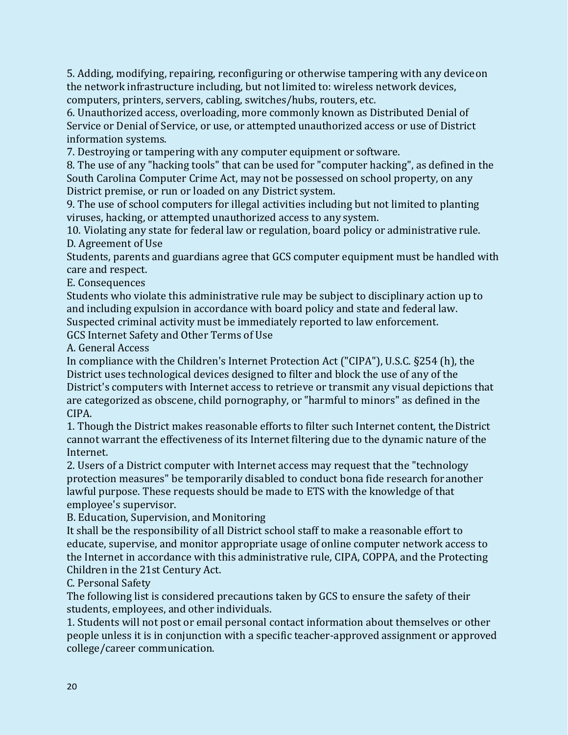5. Adding, modifying, repairing, reconfiguring or otherwise tampering with any device on the network infrastructure including, but not limited to: wireless network devices, computers, printers, servers, cabling, switches/hubs, routers, etc.
6. Unauthorized access, overloading, more commonly known as Distributed Denial of Service or Denial of Service, or use, or attempted unauthorized access or use of District information systems.
7. Destroying or tampering with any computer equipment or software.
8. The use of any "hacking tools" that can be used for "computer hacking", as defined in the South Carolina Computer Crime Act, may not be possessed on school property, on any District premise, or run or loaded on any District system.
9. The use of school computers for illegal activities including but not limited to planting viruses, hacking, or attempted unauthorized access to any system.
10. Violating any state for federal law or regulation, board policy or administrative rule.

D. Agreement of Use

Students, parents and guardians agree that GCS computer equipment must be handled with care and respect.

E. Consequences

Students who violate this administrative rule may be subject to disciplinary action up to and including expulsion in accordance with board policy and state and federal law. Suspected criminal activity must be immediately reported to law enforcement.

GCS Internet Safety and Other Terms of Use

A. General Access

In compliance with the Children's Internet Protection Act ("CIPA"), U.S.C. §254 (h), the District uses technological devices designed to filter and block the use of any of the District's computers with Internet access to retrieve or transmit any visual depictions that are categorized as obscene, child pornography, or "harmful to minors" as defined in the CIPA.

1. Though the District makes reasonable efforts to filter such Internet content, the District cannot warrant the effectiveness of its Internet filtering due to the dynamic nature of the Internet.
2. Users of a District computer with Internet access may request that the "technology protection measures" be temporarily disabled to conduct bona fide research for another lawful purpose. These requests should be made to ETS with the knowledge of that employee's supervisor.

B. Education, Supervision, and Monitoring

It shall be the responsibility of all District school staff to make a reasonable effort to educate, supervise, and monitor appropriate usage of online computer network access to the Internet in accordance with this administrative rule, CIPA, COPPA, and the Protecting Children in the 21st Century Act.

C. Personal Safety

The following list is considered precautions taken by GCS to ensure the safety of their students, employees, and other individuals.

1. Students will not post or email personal contact information about themselves or other people unless it is in conjunction with a specific teacher-approved assignment or approved college/career communication.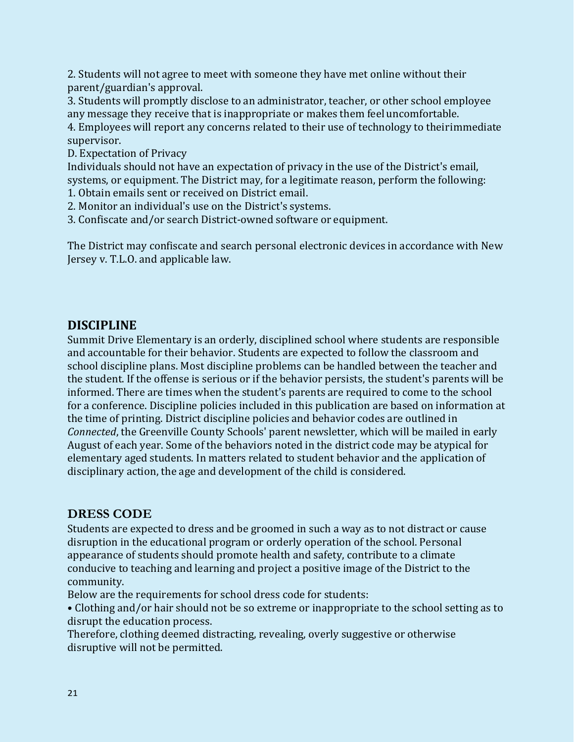2. Students will not agree to meet with someone they have met online without their parent/guardian's approval.
3. Students will promptly disclose to an administrator, teacher, or other school employee any message they receive that is inappropriate or makes them feel uncomfortable.
4. Employees will report any concerns related to their use of technology to theirimmediate supervisor.

D. Expectation of Privacy

Individuals should not have an expectation of privacy in the use of the District's email, systems, or equipment. The District may, for a legitimate reason, perform the following:

1. Obtain emails sent or received on District email.
2. Monitor an individual's use on the District's systems.
3. Confiscate and/or search District-owned software or equipment.

The District may confiscate and search personal electronic devices in accordance with New Jersey v. T.L.O. and applicable law.

## DISCIPLINE

Summit Drive Elementary is an orderly, disciplined school where students are responsible and accountable for their behavior. Students are expected to follow the classroom and school discipline plans. Most discipline problems can be handled between the teacher and the student. If the offense is serious or if the behavior persists, the student's parents will be informed. There are times when the student's parents are required to come to the school for a conference. Discipline policies included in this publication are based on information at the time of printing. District discipline policies and behavior codes are outlined in *Connected*, the Greenville County Schools' parent newsletter, which will be mailed in early August of each year. Some of the behaviors noted in the district code may be atypical for elementary aged students. In matters related to student behavior and the application of disciplinary action, the age and development of the child is considered.

## DRESS CODE

Students are expected to dress and be groomed in such a way as to not distract or cause disruption in the educational program or orderly operation of the school. Personal appearance of students should promote health and safety, contribute to a climate conducive to teaching and learning and project a positive image of the District to the community.

Below are the requirements for school dress code for students:

- Clothing and/or hair should not be so extreme or inappropriate to the school setting as to disrupt the education process.

Therefore, clothing deemed distracting, revealing, overly suggestive or otherwise disruptive will not be permitted.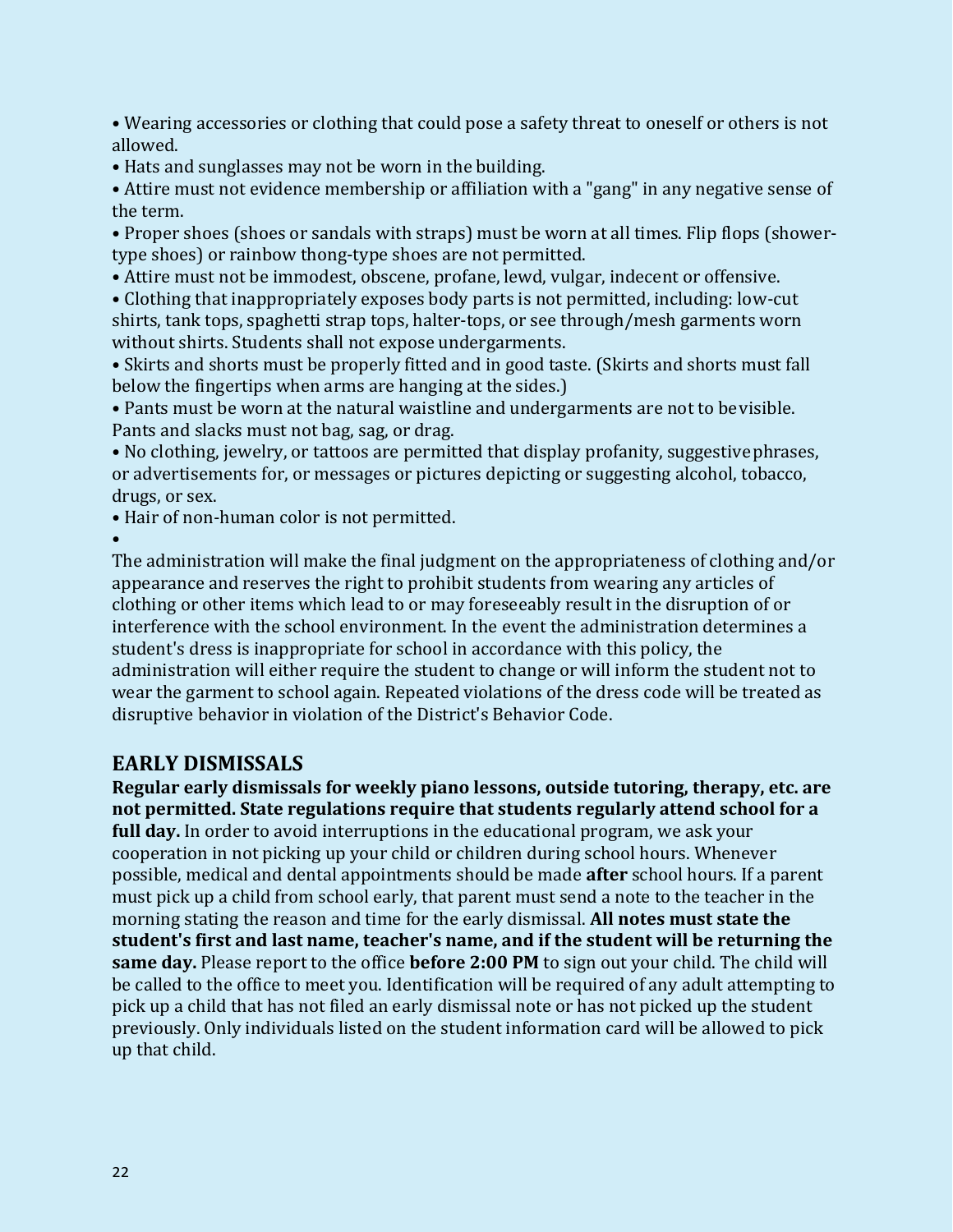- Wearing accessories or clothing that could pose a safety threat to oneself or others is not allowed.
- Hats and sunglasses may not be worn in the building.
- Attire must not evidence membership or affiliation with a "gang" in any negative sense of the term.
- Proper shoes (shoes or sandals with straps) must be worn at all times. Flip flops (shower-type shoes) or rainbow thong-type shoes are not permitted.
- Attire must not be immodest, obscene, profane, lewd, vulgar, indecent or offensive.
- Clothing that inappropriately exposes body parts is not permitted, including: low-cut shirts, tank tops, spaghetti strap tops, halter-tops, or see through/mesh garments worn without shirts. Students shall not expose undergarments.
- Skirts and shorts must be properly fitted and in good taste. (Skirts and shorts must fall below the fingertips when arms are hanging at the sides.)
- Pants must be worn at the natural waistline and undergarments are not to be visible. Pants and slacks must not bag, sag, or drag.
- No clothing, jewelry, or tattoos are permitted that display profanity, suggestive phrases, or advertisements for, or messages or pictures depicting or suggesting alcohol, tobacco, drugs, or sex.
- Hair of non-human color is not permitted.
- 

The administration will make the final judgment on the appropriateness of clothing and/or appearance and reserves the right to prohibit students from wearing any articles of clothing or other items which lead to or may foreseeably result in the disruption of or interference with the school environment. In the event the administration determines a student's dress is inappropriate for school in accordance with this policy, the administration will either require the student to change or will inform the student not to wear the garment to school again. Repeated violations of the dress code will be treated as disruptive behavior in violation of the District's Behavior Code.

## EARLY DISMISSALS

**Regular early dismissals for weekly piano lessons, outside tutoring, therapy, etc. are not permitted. State regulations require that students regularly attend school for a full day.** In order to avoid interruptions in the educational program, we ask your cooperation in not picking up your child or children during school hours. Whenever possible, medical and dental appointments should be made **after** school hours. If a parent must pick up a child from school early, that parent must send a note to the teacher in the morning stating the reason and time for the early dismissal. **All notes must state the student's first and last name, teacher's name, and if the student will be returning the same day.** Please report to the office **before 2:00 PM** to sign out your child. The child will be called to the office to meet you. Identification will be required of any adult attempting to pick up a child that has not filed an early dismissal note or has not picked up the student previously. Only individuals listed on the student information card will be allowed to pick up that child.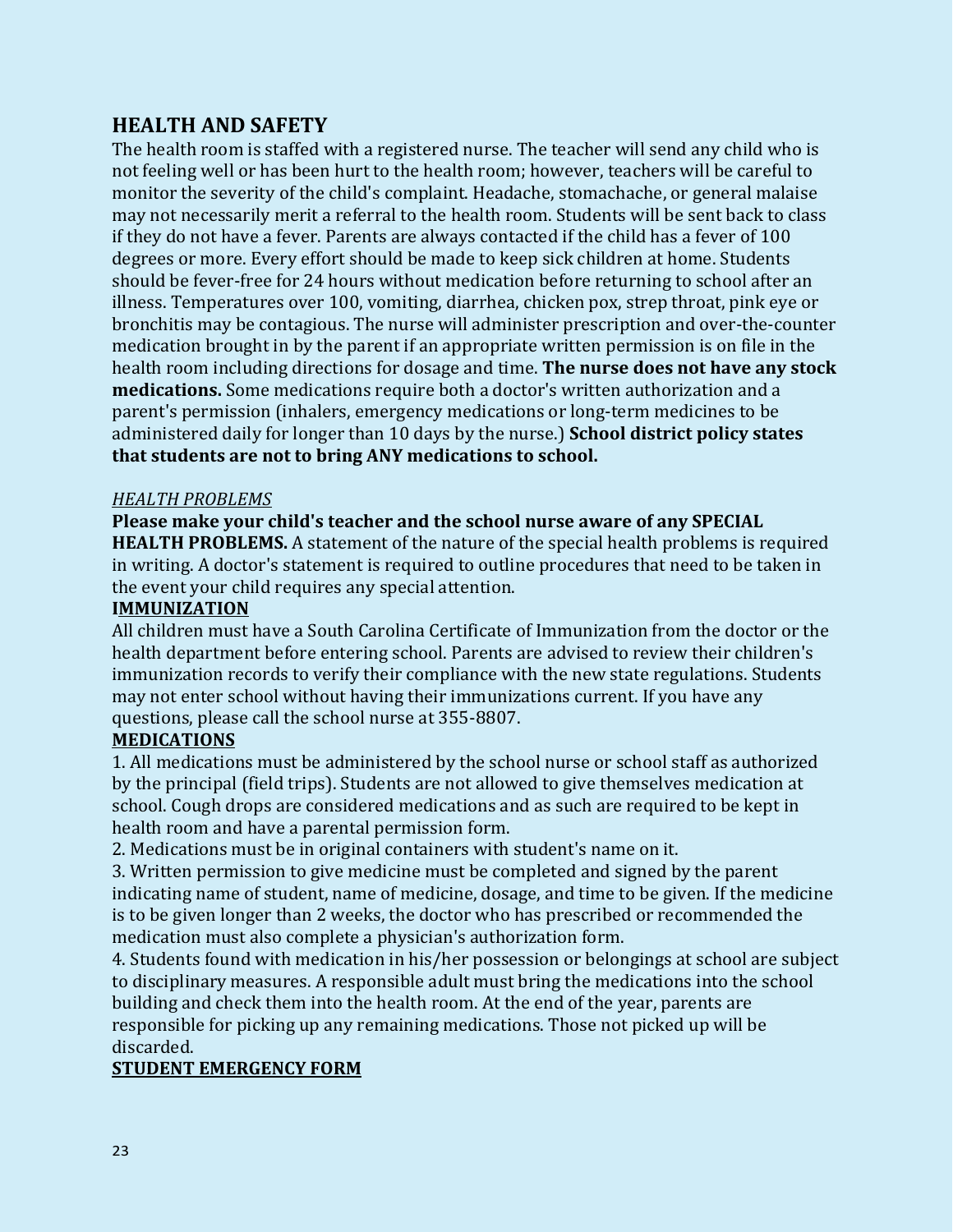## HEALTH AND SAFETY

The health room is staffed with a registered nurse. The teacher will send any child who is not feeling well or has been hurt to the health room; however, teachers will be careful to monitor the severity of the child's complaint. Headache, stomachache, or general malaise may not necessarily merit a referral to the health room. Students will be sent back to class if they do not have a fever. Parents are always contacted if the child has a fever of 100 degrees or more. Every effort should be made to keep sick children at home. Students should be fever-free for 24 hours without medication before returning to school after an illness. Temperatures over 100, vomiting, diarrhea, chicken pox, strep throat, pink eye or bronchitis may be contagious. The nurse will administer prescription and over-the-counter medication brought in by the parent if an appropriate written permission is on file in the health room including directions for dosage and time. **The nurse does not have any stock medications.** Some medications require both a doctor's written authorization and a parent's permission (inhalers, emergency medications or long-term medicines to be administered daily for longer than 10 days by the nurse.) **School district policy states that students are not to bring ANY medications to school.**

*HEALTH PROBLEMS*

**Please make your child's teacher and the school nurse aware of any SPECIAL HEALTH PROBLEMS.** A statement of the nature of the special health problems is required in writing. A doctor's statement is required to outline procedures that need to be taken in the event your child requires any special attention.

**IMMUNIZATION**

All children must have a South Carolina Certificate of Immunization from the doctor or the health department before entering school. Parents are advised to review their children's immunization records to verify their compliance with the new state regulations. Students may not enter school without having their immunizations current. If you have any questions, please call the school nurse at 355-8807.

**MEDICATIONS**

1. All medications must be administered by the school nurse or school staff as authorized by the principal (field trips). Students are not allowed to give themselves medication at school. Cough drops are considered medications and as such are required to be kept in health room and have a parental permission form.
2. Medications must be in original containers with student's name on it.
3. Written permission to give medicine must be completed and signed by the parent indicating name of student, name of medicine, dosage, and time to be given. If the medicine is to be given longer than 2 weeks, the doctor who has prescribed or recommended the medication must also complete a physician's authorization form.
4. Students found with medication in his/her possession or belongings at school are subject to disciplinary measures. A responsible adult must bring the medications into the school building and check them into the health room. At the end of the year, parents are responsible for picking up any remaining medications. Those not picked up will be discarded.

**STUDENT EMERGENCY FORM**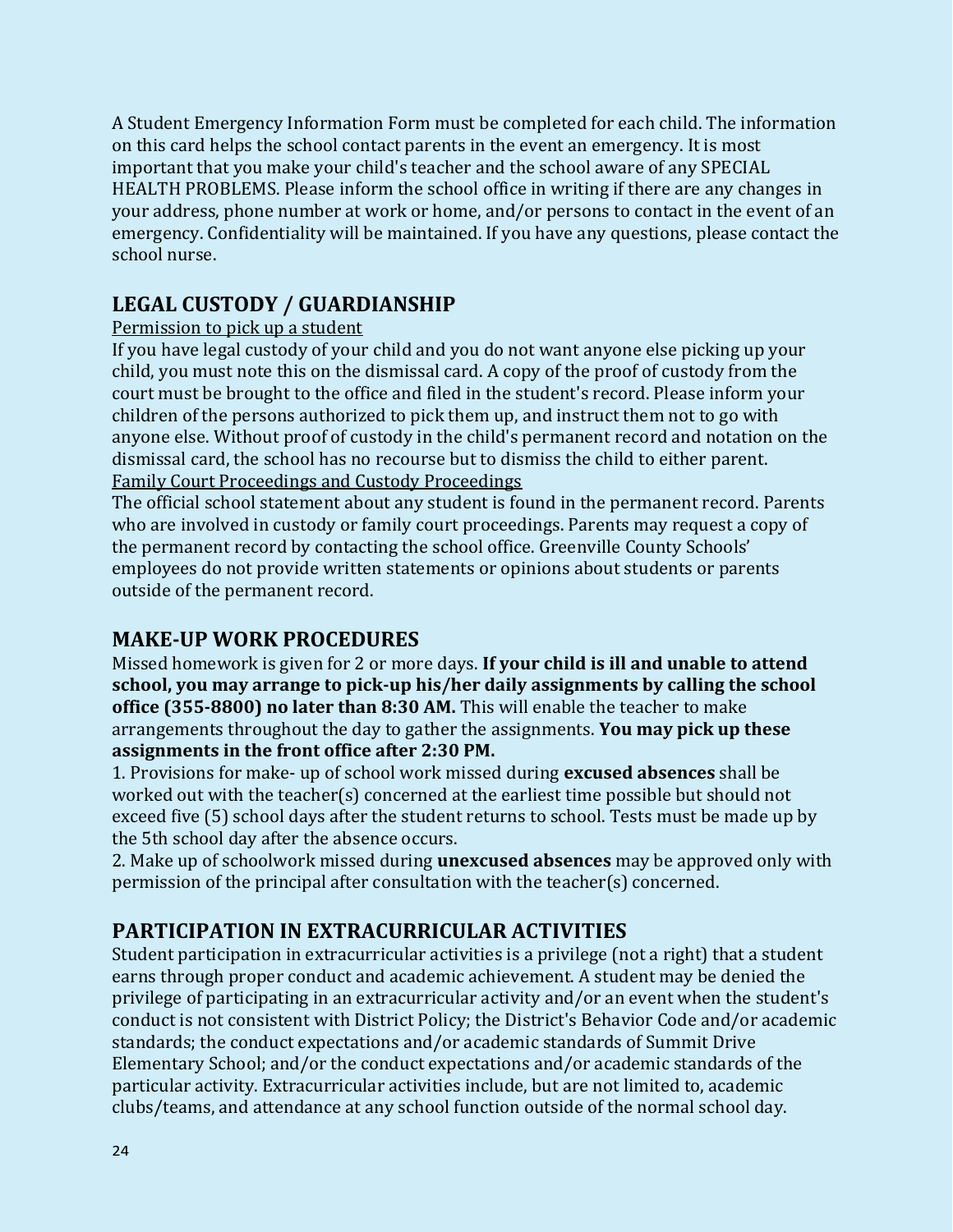A Student Emergency Information Form must be completed for each child. The information on this card helps the school contact parents in the event an emergency. It is most important that you make your child's teacher and the school aware of any SPECIAL HEALTH PROBLEMS. Please inform the school office in writing if there are any changes in your address, phone number at work or home, and/or persons to contact in the event of an emergency. Confidentiality will be maintained. If you have any questions, please contact the school nurse.

## LEGAL CUSTODY / GUARDIANSHIP

Permission to pick up a student

If you have legal custody of your child and you do not want anyone else picking up your child, you must note this on the dismissal card. A copy of the proof of custody from the court must be brought to the office and filed in the student's record. Please inform your children of the persons authorized to pick them up, and instruct them not to go with anyone else. Without proof of custody in the child's permanent record and notation on the dismissal card, the school has no recourse but to dismiss the child to either parent.

Family Court Proceedings and Custody Proceedings

The official school statement about any student is found in the permanent record. Parents who are involved in custody or family court proceedings. Parents may request a copy of the permanent record by contacting the school office. Greenville County Schools' employees do not provide written statements or opinions about students or parents outside of the permanent record.

## MAKE-UP WORK PROCEDURES

Missed homework is given for 2 or more days. **If your child is ill and unable to attend school, you may arrange to pick-up his/her daily assignments by calling the school office (355-8800) no later than 8:30 AM.** This will enable the teacher to make arrangements throughout the day to gather the assignments. **You may pick up these assignments in the front office after 2:30 PM.**

1. Provisions for make- up of school work missed during **excused absences** shall be worked out with the teacher(s) concerned at the earliest time possible but should not exceed five (5) school days after the student returns to school. Tests must be made up by the 5th school day after the absence occurs.
2. Make up of schoolwork missed during **unexcused absences** may be approved only with permission of the principal after consultation with the teacher(s) concerned.

## PARTICIPATION IN EXTRACURRICULAR ACTIVITIES

Student participation in extracurricular activities is a privilege (not a right) that a student earns through proper conduct and academic achievement. A student may be denied the privilege of participating in an extracurricular activity and/or an event when the student's conduct is not consistent with District Policy; the District's Behavior Code and/or academic standards; the conduct expectations and/or academic standards of Summit Drive Elementary School; and/or the conduct expectations and/or academic standards of the particular activity. Extracurricular activities include, but are not limited to, academic clubs/teams, and attendance at any school function outside of the normal school day.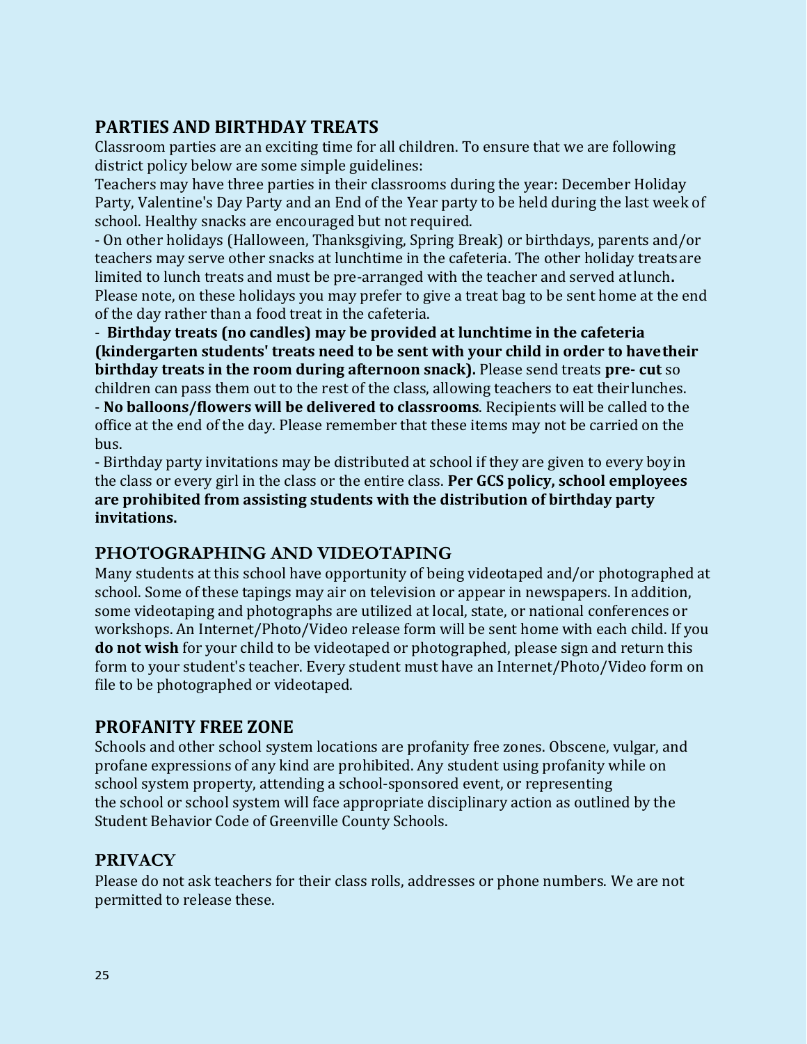## PARTIES AND BIRTHDAY TREATS

Classroom parties are an exciting time for all children. To ensure that we are following district policy below are some simple guidelines:

Teachers may have three parties in their classrooms during the year: December Holiday Party, Valentine's Day Party and an End of the Year party to be held during the last week of school. Healthy snacks are encouraged but not required.

- On other holidays (Halloween, Thanksgiving, Spring Break) or birthdays, parents and/or teachers may serve other snacks at lunchtime in the cafeteria. The other holiday treats are limited to lunch treats and must be pre-arranged with the teacher and served at lunch**.** Please note, on these holidays you may prefer to give a treat bag to be sent home at the end of the day rather than a food treat in the cafeteria.
- **Birthday treats (no candles) may be provided at lunchtime in the cafeteria (kindergarten students' treats need to be sent with your child in order to have their birthday treats in the room during afternoon snack).** Please send treats **pre- cut** so children can pass them out to the rest of the class, allowing teachers to eat their lunches.
- **No balloons/flowers will be delivered to classrooms**. Recipients will be called to the office at the end of the day. Please remember that these items may not be carried on the bus.
- Birthday party invitations may be distributed at school if they are given to every boy in the class or every girl in the class or the entire class. **Per GCS policy, school employees are prohibited from assisting students with the distribution of birthday party invitations.**

## PHOTOGRAPHING AND VIDEOTAPING

Many students at this school have opportunity of being videotaped and/or photographed at school. Some of these tapings may air on television or appear in newspapers. In addition, some videotaping and photographs are utilized at local, state, or national conferences or workshops. An Internet/Photo/Video release form will be sent home with each child. If you **do not wish** for your child to be videotaped or photographed, please sign and return this form to your student's teacher. Every student must have an Internet/Photo/Video form on file to be photographed or videotaped.

## PROFANITY FREE ZONE

Schools and other school system locations are profanity free zones. Obscene, vulgar, and profane expressions of any kind are prohibited. Any student using profanity while on school system property, attending a school-sponsored event, or representing the school or school system will face appropriate disciplinary action as outlined by the Student Behavior Code of Greenville County Schools.

## PRIVACY

Please do not ask teachers for their class rolls, addresses or phone numbers. We are not permitted to release these.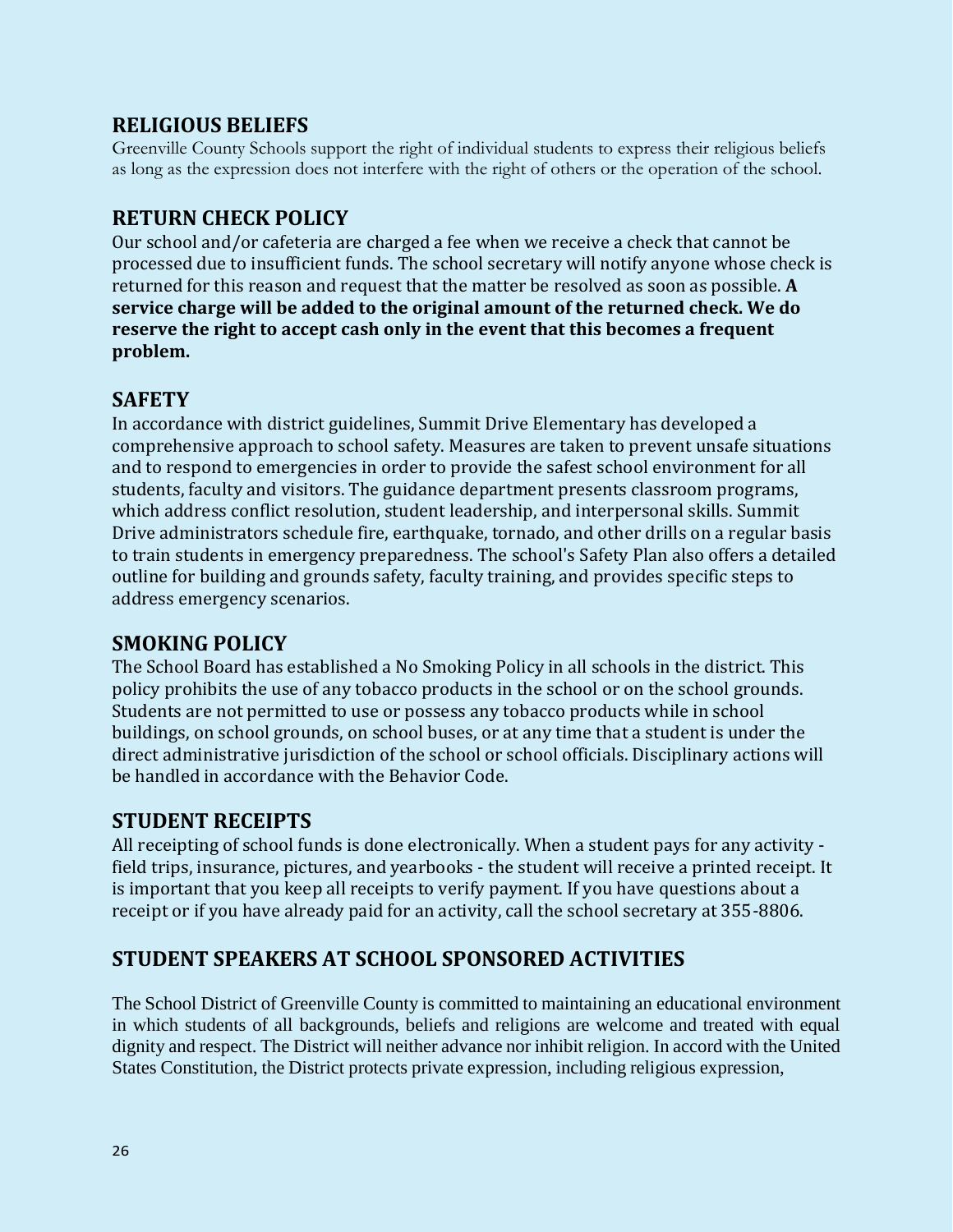## RELIGIOUS BELIEFS

Greenville County Schools support the right of individual students to express their religious beliefs as long as the expression does not interfere with the right of others or the operation of the school.

## RETURN CHECK POLICY

Our school and/or cafeteria are charged a fee when we receive a check that cannot be processed due to insufficient funds. The school secretary will notify anyone whose check is returned for this reason and request that the matter be resolved as soon as possible. **A service charge will be added to the original amount of the returned check. We do reserve the right to accept cash only in the event that this becomes a frequent problem.**

## SAFETY

In accordance with district guidelines, Summit Drive Elementary has developed a comprehensive approach to school safety. Measures are taken to prevent unsafe situations and to respond to emergencies in order to provide the safest school environment for all students, faculty and visitors. The guidance department presents classroom programs, which address conflict resolution, student leadership, and interpersonal skills. Summit Drive administrators schedule fire, earthquake, tornado, and other drills on a regular basis to train students in emergency preparedness. The school's Safety Plan also offers a detailed outline for building and grounds safety, faculty training, and provides specific steps to address emergency scenarios.

## SMOKING POLICY

The School Board has established a No Smoking Policy in all schools in the district. This policy prohibits the use of any tobacco products in the school or on the school grounds. Students are not permitted to use or possess any tobacco products while in school buildings, on school grounds, on school buses, or at any time that a student is under the direct administrative jurisdiction of the school or school officials. Disciplinary actions will be handled in accordance with the Behavior Code.

## STUDENT RECEIPTS

All receipting of school funds is done electronically. When a student pays for any activity - field trips, insurance, pictures, and yearbooks - the student will receive a printed receipt. It is important that you keep all receipts to verify payment. If you have questions about a receipt or if you have already paid for an activity, call the school secretary at 355-8806.

## STUDENT SPEAKERS AT SCHOOL SPONSORED ACTIVITIES

The School District of Greenville County is committed to maintaining an educational environment in which students of all backgrounds, beliefs and religions are welcome and treated with equal dignity and respect. The District will neither advance nor inhibit religion. In accord with the United States Constitution, the District protects private expression, including religious expression,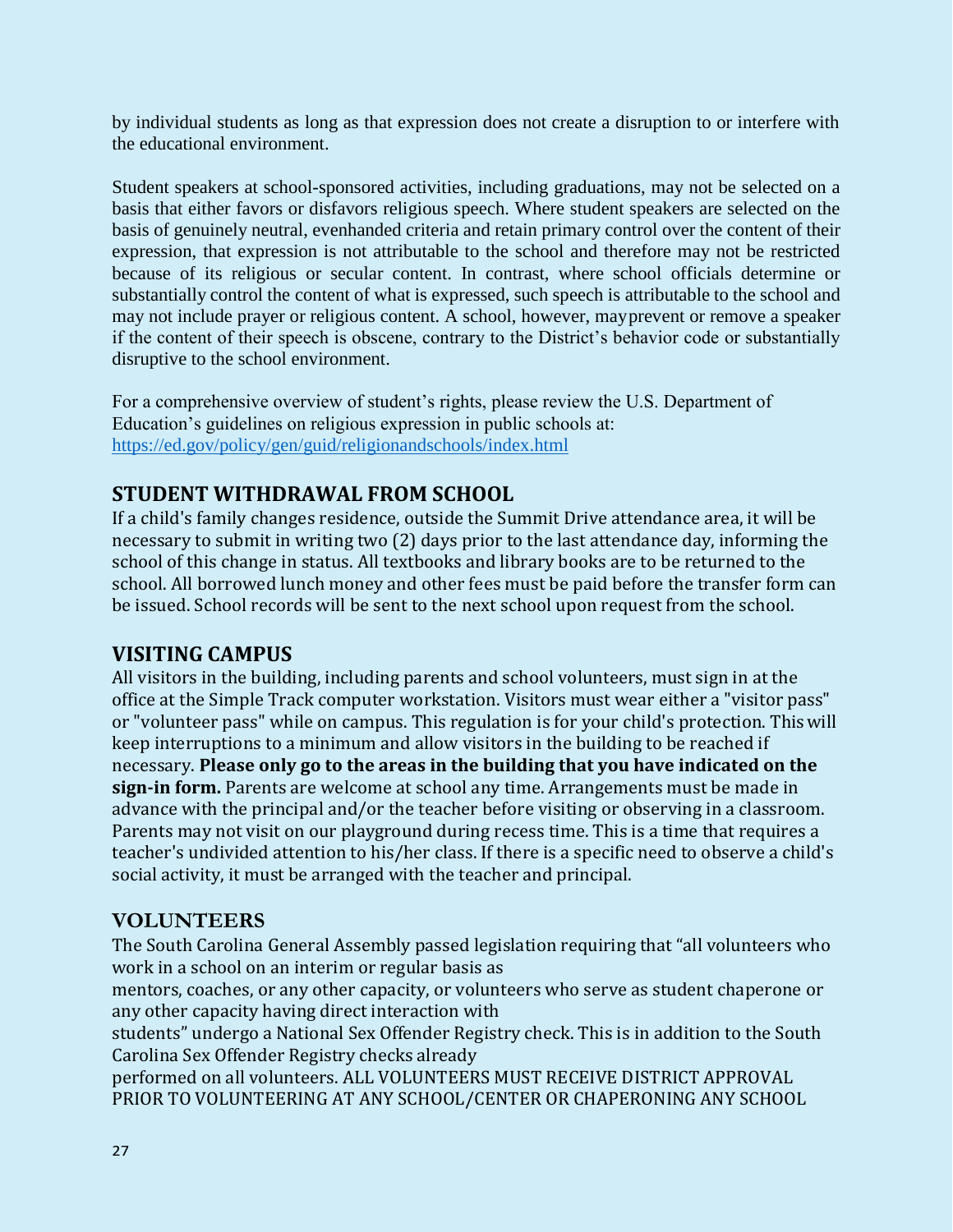by individual students as long as that expression does not create a disruption to or interfere with the educational environment.

Student speakers at school-sponsored activities, including graduations, may not be selected on a basis that either favors or disfavors religious speech. Where student speakers are selected on the basis of genuinely neutral, evenhanded criteria and retain primary control over the content of their expression, that expression is not attributable to the school and therefore may not be restricted because of its religious or secular content. In contrast, where school officials determine or substantially control the content of what is expressed, such speech is attributable to the school and may not include prayer or religious content. A school, however, may prevent or remove a speaker if the content of their speech is obscene, contrary to the District's behavior code or substantially disruptive to the school environment.

For a comprehensive overview of student's rights, please review the U.S. Department of Education's guidelines on religious expression in public schools at: https://ed.gov/policy/gen/guid/religionandschools/index.html

## STUDENT WITHDRAWAL FROM SCHOOL

If a child's family changes residence, outside the Summit Drive attendance area, it will be necessary to submit in writing two (2) days prior to the last attendance day, informing the school of this change in status. All textbooks and library books are to be returned to the school. All borrowed lunch money and other fees must be paid before the transfer form can be issued. School records will be sent to the next school upon request from the school.

## VISITING CAMPUS

All visitors in the building, including parents and school volunteers, must sign in at the office at the Simple Track computer workstation. Visitors must wear either a "visitor pass" or "volunteer pass" while on campus. This regulation is for your child's protection. This will keep interruptions to a minimum and allow visitors in the building to be reached if necessary. **Please only go to the areas in the building that you have indicated on the sign-in form.** Parents are welcome at school any time. Arrangements must be made in advance with the principal and/or the teacher before visiting or observing in a classroom. Parents may not visit on our playground during recess time. This is a time that requires a teacher's undivided attention to his/her class. If there is a specific need to observe a child's social activity, it must be arranged with the teacher and principal.

## VOLUNTEERS

The South Carolina General Assembly passed legislation requiring that "all volunteers who work in a school on an interim or regular basis as mentors, coaches, or any other capacity, or volunteers who serve as student chaperone or any other capacity having direct interaction with students" undergo a National Sex Offender Registry check. This is in addition to the South Carolina Sex Offender Registry checks already performed on all volunteers. ALL VOLUNTEERS MUST RECEIVE DISTRICT APPROVAL PRIOR TO VOLUNTEERING AT ANY SCHOOL/CENTER OR CHAPERONING ANY SCHOOL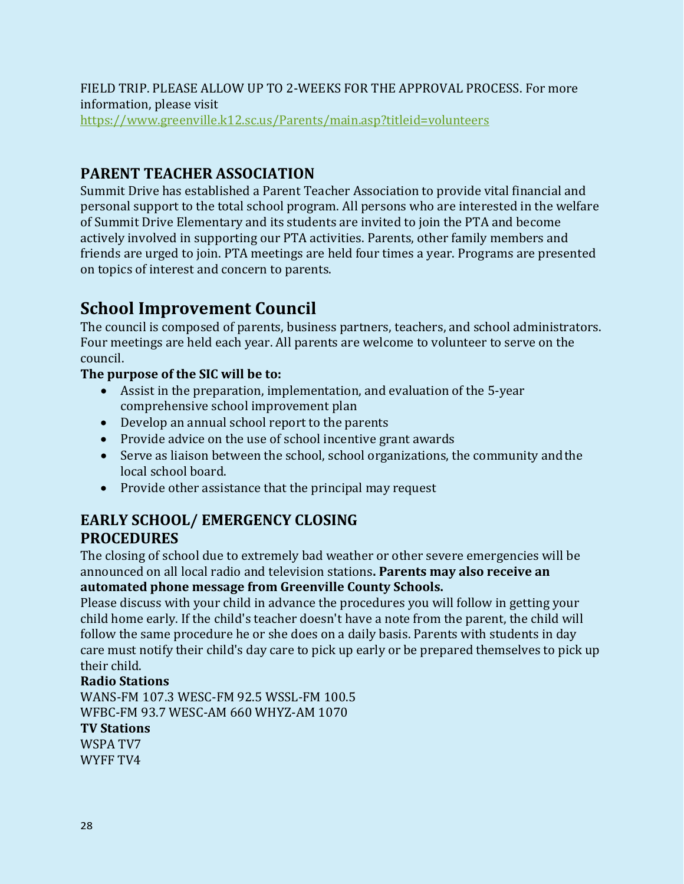FIELD TRIP. PLEASE ALLOW UP TO 2-WEEKS FOR THE APPROVAL PROCESS. For more information, please visit
https://www.greenville.k12.sc.us/Parents/main.asp?titleid=volunteers

## PARENT TEACHER ASSOCIATION

Summit Drive has established a Parent Teacher Association to provide vital financial and personal support to the total school program. All persons who are interested in the welfare of Summit Drive Elementary and its students are invited to join the PTA and become actively involved in supporting our PTA activities. Parents, other family members and friends are urged to join. PTA meetings are held four times a year. Programs are presented on topics of interest and concern to parents.

## School Improvement Council

The council is composed of parents, business partners, teachers, and school administrators. Four meetings are held each year. All parents are welcome to volunteer to serve on the council.

**The purpose of the SIC will be to:**

- Assist in the preparation, implementation, and evaluation of the 5-year comprehensive school improvement plan
- Develop an annual school report to the parents
- Provide advice on the use of school incentive grant awards
- Serve as liaison between the school, school organizations, the community and the local school board.
- Provide other assistance that the principal may request

## EARLY SCHOOL/ EMERGENCY CLOSING PROCEDURES

The closing of school due to extremely bad weather or other severe emergencies will be announced on all local radio and television stations**. Parents may also receive an automated phone message from Greenville County Schools.**

Please discuss with your child in advance the procedures you will follow in getting your child home early. If the child's teacher doesn't have a note from the parent, the child will follow the same procedure he or she does on a daily basis. Parents with students in day care must notify their child's day care to pick up early or be prepared themselves to pick up their child.

**Radio Stations**

WANS-FM 107.3 WESC-FM 92.5 WSSL-FM 100.5
WFBC-FM 93.7 WESC-AM 660 WHYZ-AM 1070

**TV Stations**

WSPA TV7
WYFF TV4